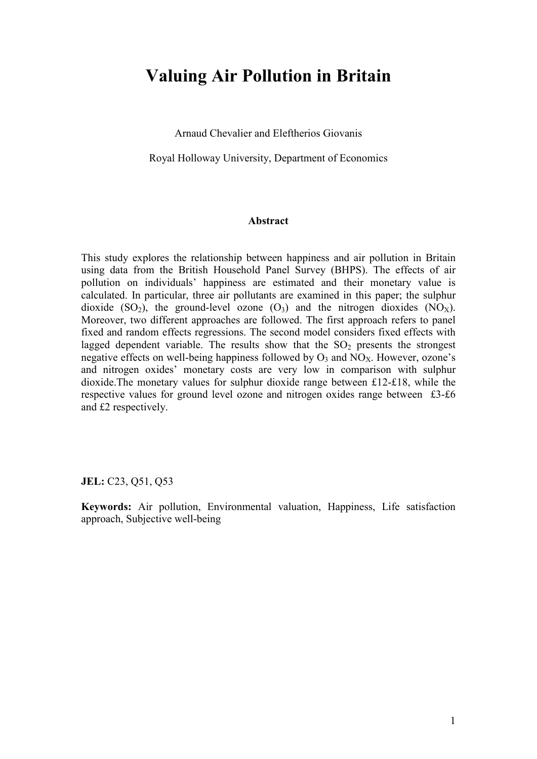# Valuing Air Pollution in Britain

Arnaud Chevalier and Eleftherios Giovanis

Royal Holloway University, Department of Economics

**Abstract**

This study explores the relationship between happiness and air pollution in Britain using data from the British Household Panel Survey (BHPS). The effects of air pollution on individuals' happiness are estimated and their monetary value is calculated. In particular, three air pollutants are examined in this paper; the sulphur dioxide ($SO_2$), the ground-level ozone ($O_3$) and the nitrogen dioxides ($NO_X$). Moreover, two different approaches are followed. The first approach refers to panel fixed and random effects regressions. The second model considers fixed effects with lagged dependent variable. The results show that the $SO_2$ presents the strongest negative effects on well-being happiness followed by $O_3$ and $NO_X$. However, ozone's and nitrogen oxides' monetary costs are very low in comparison with sulphur dioxide.The monetary values for sulphur dioxide range between £12-£18, while the respective values for ground level ozone and nitrogen oxides range between £3-£6 and £2 respectively.

**JEL:** C23, Q51, Q53

**Keywords:** Air pollution, Environmental valuation, Happiness, Life satisfaction approach, Subjective well-being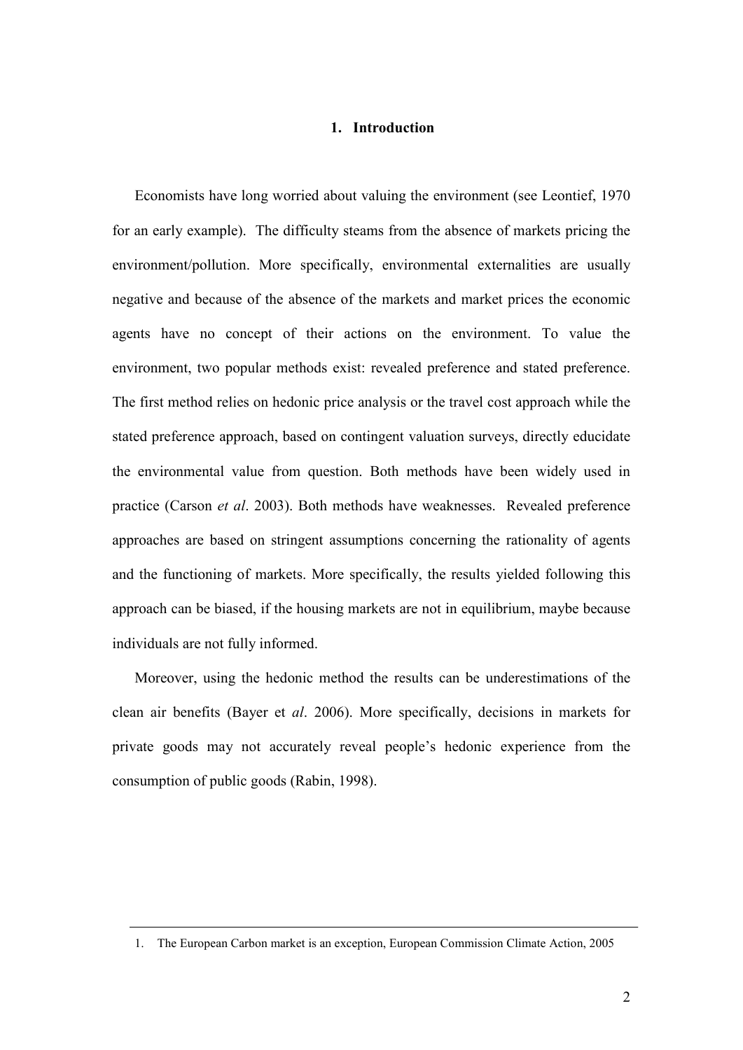# 1. Introduction

Economists have long worried about valuing the environment (see Leontief, 1970 for an early example). The difficulty steams from the absence of markets pricing the environment/pollution. More specifically, environmental externalities are usually negative and because of the absence of the markets and market prices the economic agents have no concept of their actions on the environment. To value the environment, two popular methods exist: revealed preference and stated preference. The first method relies on hedonic price analysis or the travel cost approach while the stated preference approach, based on contingent valuation surveys, directly educidate the environmental value from question. Both methods have been widely used in practice (Carson *et al*. 2003). Both methods have weaknesses. Revealed preference approaches are based on stringent assumptions concerning the rationality of agents and the functioning of markets. More specifically, the results yielded following this approach can be biased, if the housing markets are not in equilibrium, maybe because individuals are not fully informed.

Moreover, using the hedonic method the results can be underestimations of the clean air benefits (Bayer et *al*. 2006). More specifically, decisions in markets for private goods may not accurately reveal people's hedonic experience from the consumption of public goods (Rabin, 1998).

1. The European Carbon market is an exception, European Commission Climate Action, 2005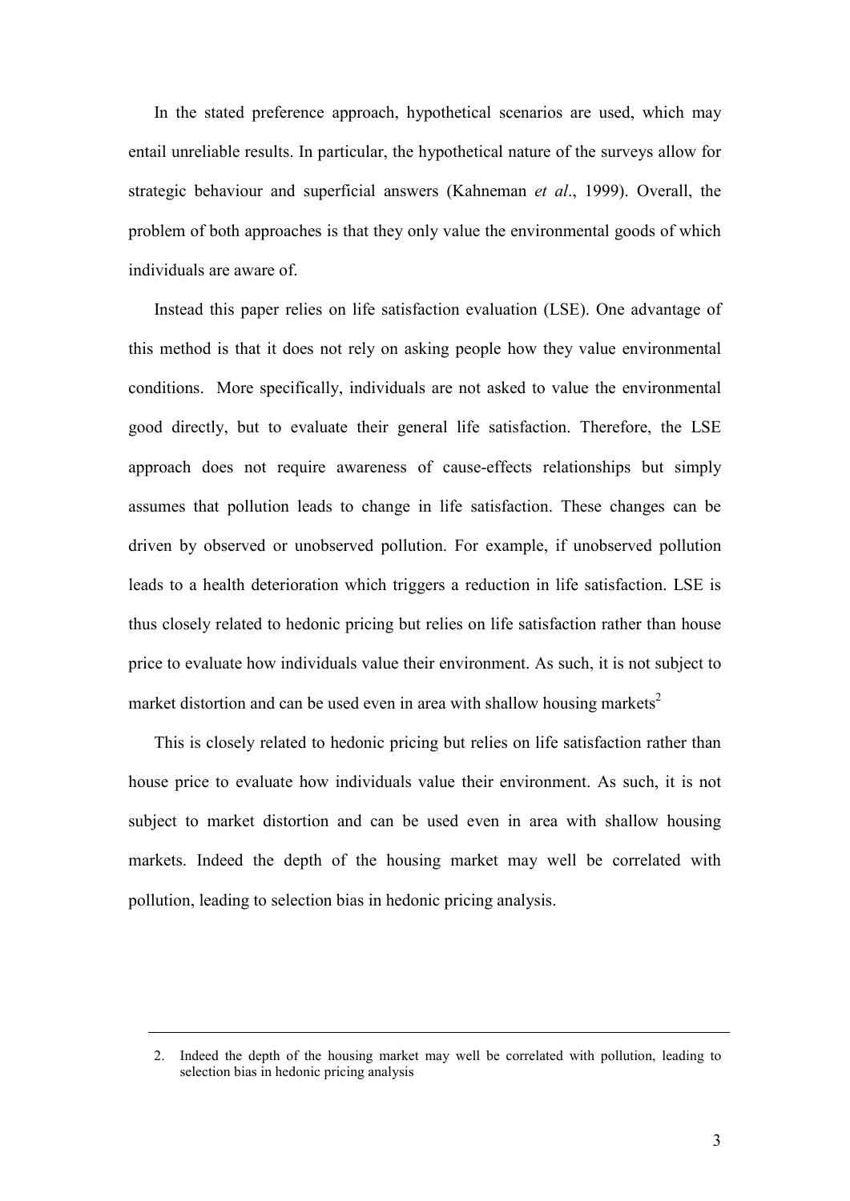In the stated preference approach, hypothetical scenarios are used, which may entail unreliable results. In particular, the hypothetical nature of the surveys allow for strategic behaviour and superficial answers (Kahneman *et al*., 1999). Overall, the problem of both approaches is that they only value the environmental goods of which individuals are aware of.

Instead this paper relies on life satisfaction evaluation (LSE). One advantage of this method is that it does not rely on asking people how they value environmental conditions. More specifically, individuals are not asked to value the environmental good directly, but to evaluate their general life satisfaction. Therefore, the LSE approach does not require awareness of cause-effects relationships but simply assumes that pollution leads to change in life satisfaction. These changes can be driven by observed or unobserved pollution. For example, if unobserved pollution leads to a health deterioration which triggers a reduction in life satisfaction. LSE is thus closely related to hedonic pricing but relies on life satisfaction rather than house price to evaluate how individuals value their environment. As such, it is not subject to market distortion and can be used even in area with shallow housing markets[2]

This is closely related to hedonic pricing but relies on life satisfaction rather than house price to evaluate how individuals value their environment. As such, it is not subject to market distortion and can be used even in area with shallow housing markets. Indeed the depth of the housing market may well be correlated with pollution, leading to selection bias in hedonic pricing analysis.

---

2. Indeed the depth of the housing market may well be correlated with pollution, leading to selection bias in hedonic pricing analysis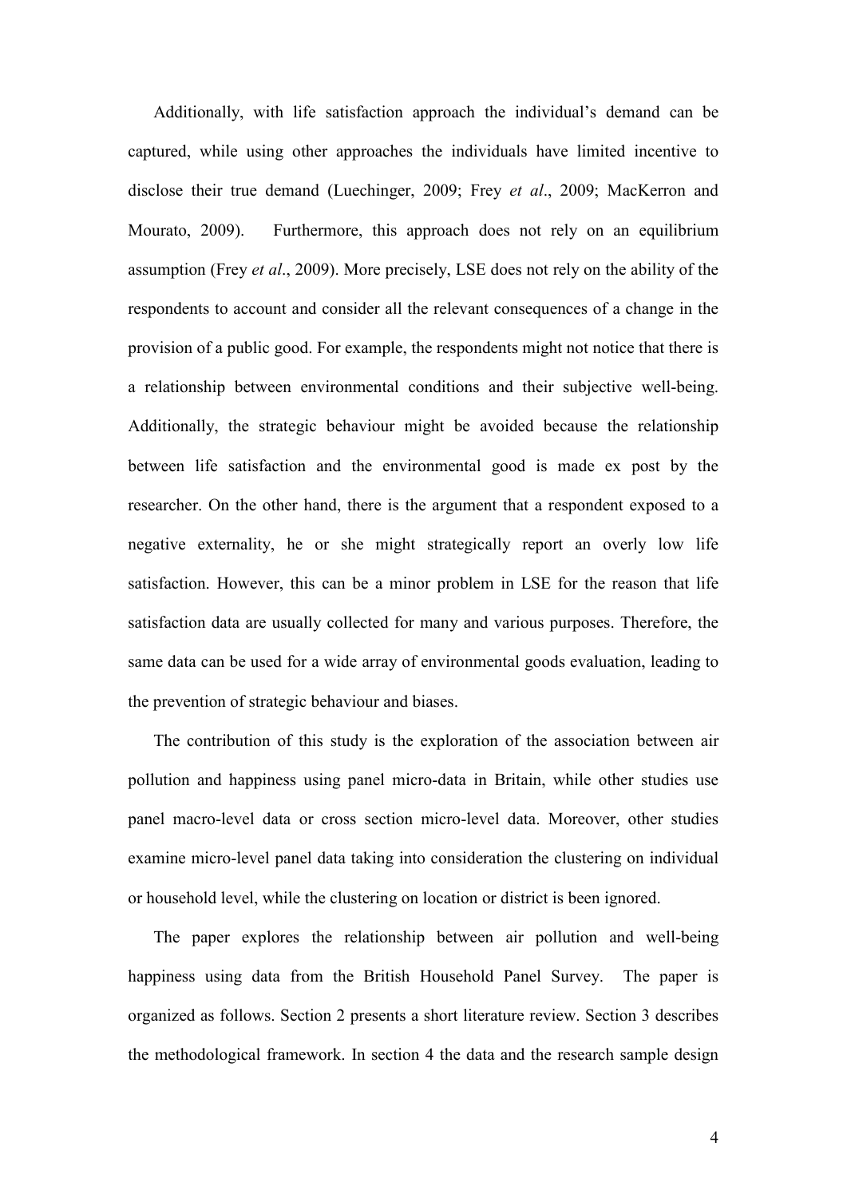Additionally, with life satisfaction approach the individual's demand can be captured, while using other approaches the individuals have limited incentive to disclose their true demand (Luechinger, 2009; Frey *et al*., 2009; MacKerron and Mourato, 2009). Furthermore, this approach does not rely on an equilibrium assumption (Frey *et al*., 2009). More precisely, LSE does not rely on the ability of the respondents to account and consider all the relevant consequences of a change in the provision of a public good. For example, the respondents might not notice that there is a relationship between environmental conditions and their subjective well-being. Additionally, the strategic behaviour might be avoided because the relationship between life satisfaction and the environmental good is made ex post by the researcher. On the other hand, there is the argument that a respondent exposed to a negative externality, he or she might strategically report an overly low life satisfaction. However, this can be a minor problem in LSE for the reason that life satisfaction data are usually collected for many and various purposes. Therefore, the same data can be used for a wide array of environmental goods evaluation, leading to the prevention of strategic behaviour and biases.

The contribution of this study is the exploration of the association between air pollution and happiness using panel micro-data in Britain, while other studies use panel macro-level data or cross section micro-level data. Moreover, other studies examine micro-level panel data taking into consideration the clustering on individual or household level, while the clustering on location or district is been ignored.

The paper explores the relationship between air pollution and well-being happiness using data from the British Household Panel Survey. The paper is organized as follows. Section 2 presents a short literature review. Section 3 describes the methodological framework. In section 4 the data and the research sample design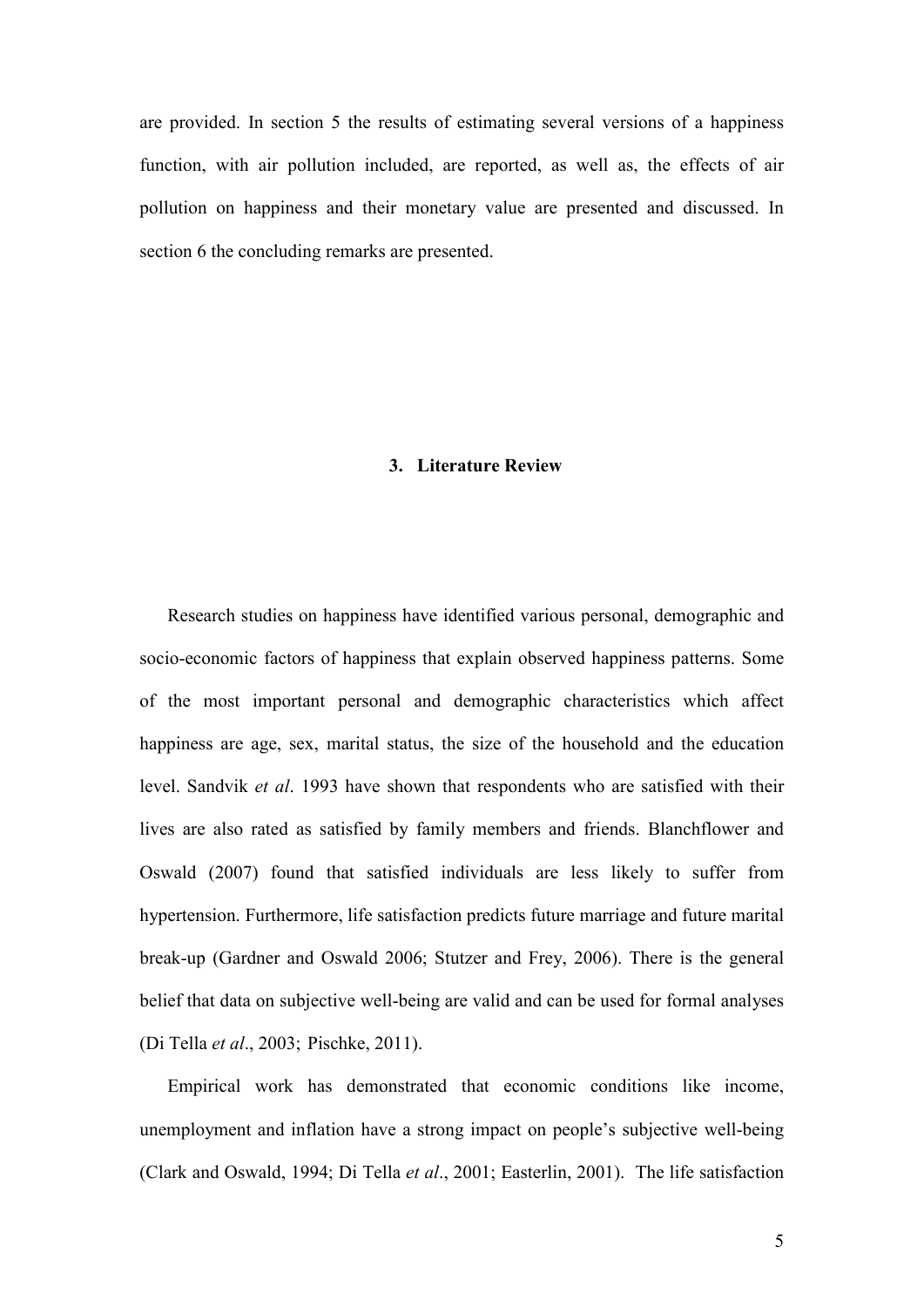are provided. In section 5 the results of estimating several versions of a happiness function, with air pollution included, are reported, as well as, the effects of air pollution on happiness and their monetary value are presented and discussed. In section 6 the concluding remarks are presented.

## 3. Literature Review

Research studies on happiness have identified various personal, demographic and socio-economic factors of happiness that explain observed happiness patterns. Some of the most important personal and demographic characteristics which affect happiness are age, sex, marital status, the size of the household and the education level. Sandvik *et al*. 1993 have shown that respondents who are satisfied with their lives are also rated as satisfied by family members and friends. Blanchflower and Oswald (2007) found that satisfied individuals are less likely to suffer from hypertension. Furthermore, life satisfaction predicts future marriage and future marital break-up (Gardner and Oswald 2006; Stutzer and Frey, 2006). There is the general belief that data on subjective well-being are valid and can be used for formal analyses (Di Tella *et al*., 2003; Pischke, 2011).

Empirical work has demonstrated that economic conditions like income, unemployment and inflation have a strong impact on people's subjective well-being (Clark and Oswald, 1994; Di Tella *et al*., 2001; Easterlin, 2001). The life satisfaction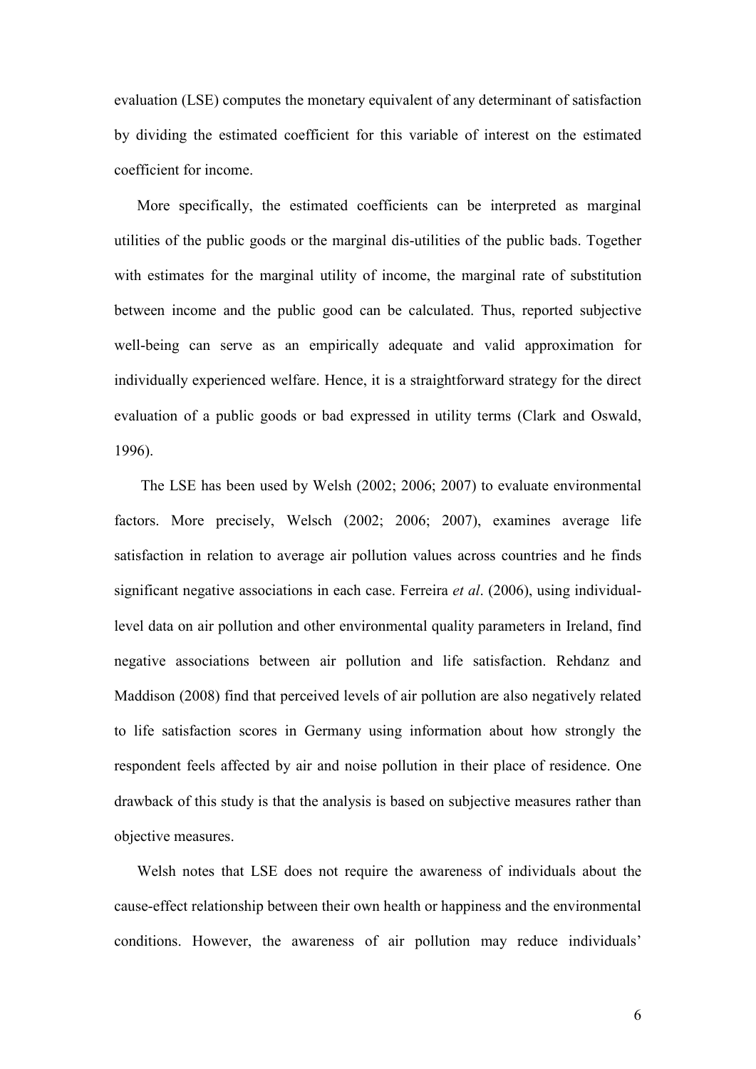evaluation (LSE) computes the monetary equivalent of any determinant of satisfaction by dividing the estimated coefficient for this variable of interest on the estimated coefficient for income.

More specifically, the estimated coefficients can be interpreted as marginal utilities of the public goods or the marginal dis-utilities of the public bads. Together with estimates for the marginal utility of income, the marginal rate of substitution between income and the public good can be calculated. Thus, reported subjective well-being can serve as an empirically adequate and valid approximation for individually experienced welfare. Hence, it is a straightforward strategy for the direct evaluation of a public goods or bad expressed in utility terms (Clark and Oswald, 1996).

The LSE has been used by Welsh (2002; 2006; 2007) to evaluate environmental factors. More precisely, Welsch (2002; 2006; 2007), examines average life satisfaction in relation to average air pollution values across countries and he finds significant negative associations in each case. Ferreira *et al*. (2006), using individual-level data on air pollution and other environmental quality parameters in Ireland, find negative associations between air pollution and life satisfaction. Rehdanz and Maddison (2008) find that perceived levels of air pollution are also negatively related to life satisfaction scores in Germany using information about how strongly the respondent feels affected by air and noise pollution in their place of residence. One drawback of this study is that the analysis is based on subjective measures rather than objective measures.

Welsh notes that LSE does not require the awareness of individuals about the cause-effect relationship between their own health or happiness and the environmental conditions. However, the awareness of air pollution may reduce individuals'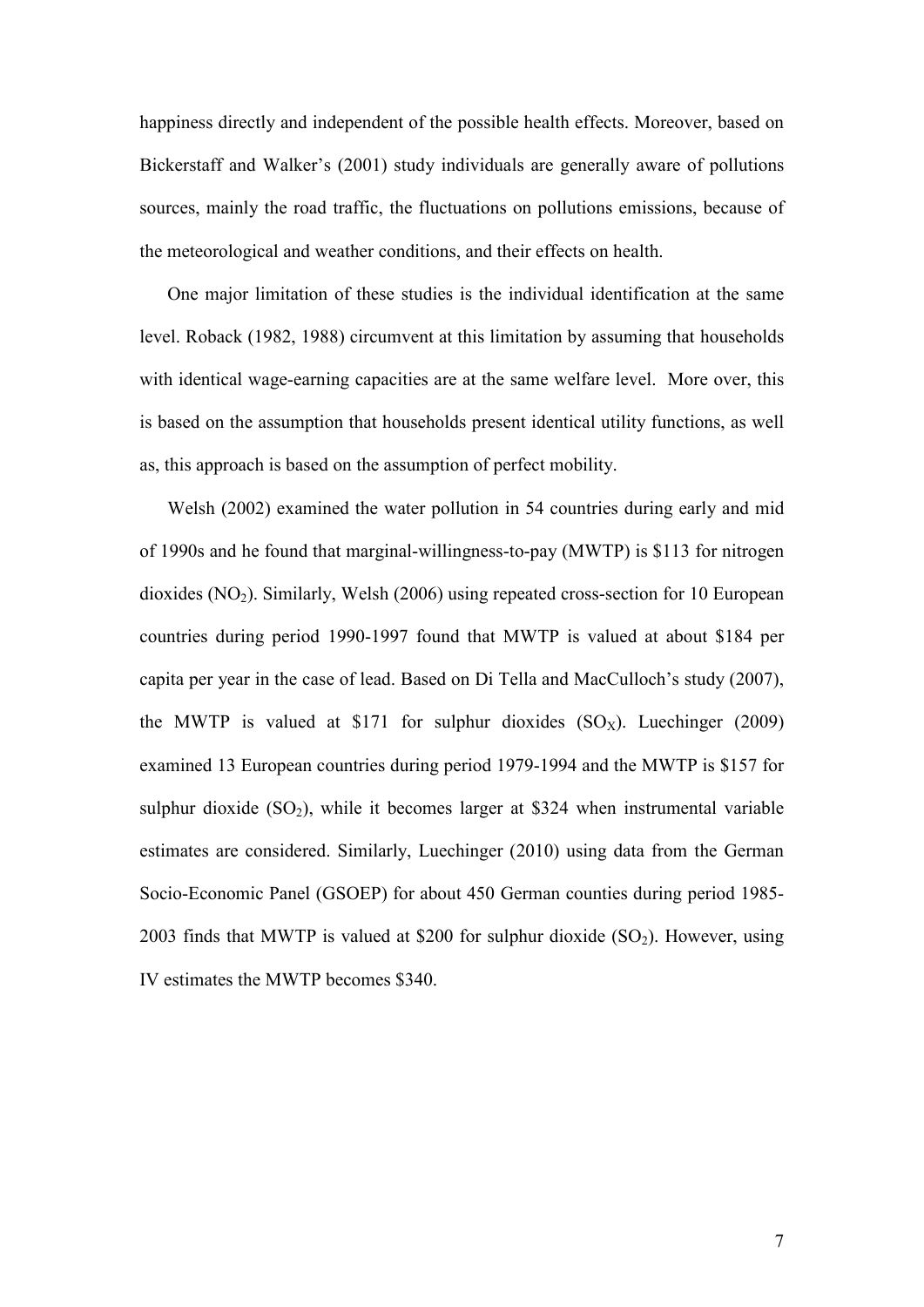happiness directly and independent of the possible health effects. Moreover, based on Bickerstaff and Walker's (2001) study individuals are generally aware of pollutions sources, mainly the road traffic, the fluctuations on pollutions emissions, because of the meteorological and weather conditions, and their effects on health.

One major limitation of these studies is the individual identification at the same level. Roback (1982, 1988) circumvent at this limitation by assuming that households with identical wage-earning capacities are at the same welfare level. More over, this is based on the assumption that households present identical utility functions, as well as, this approach is based on the assumption of perfect mobility.

Welsh (2002) examined the water pollution in 54 countries during early and mid of 1990s and he found that marginal-willingness-to-pay (MWTP) is \$113 for nitrogen dioxides ($NO_2$). Similarly, Welsh (2006) using repeated cross-section for 10 European countries during period 1990-1997 found that MWTP is valued at about \$184 per capita per year in the case of lead. Based on Di Tella and MacCulloch's study (2007), the MWTP is valued at \$171 for sulphur dioxides ($SO_X$). Luechinger (2009) examined 13 European countries during period 1979-1994 and the MWTP is \$157 for sulphur dioxide ($SO_2$), while it becomes larger at \$324 when instrumental variable estimates are considered. Similarly, Luechinger (2010) using data from the German Socio-Economic Panel (GSOEP) for about 450 German counties during period 1985-2003 finds that MWTP is valued at \$200 for sulphur dioxide ($SO_2$). However, using IV estimates the MWTP becomes \$340.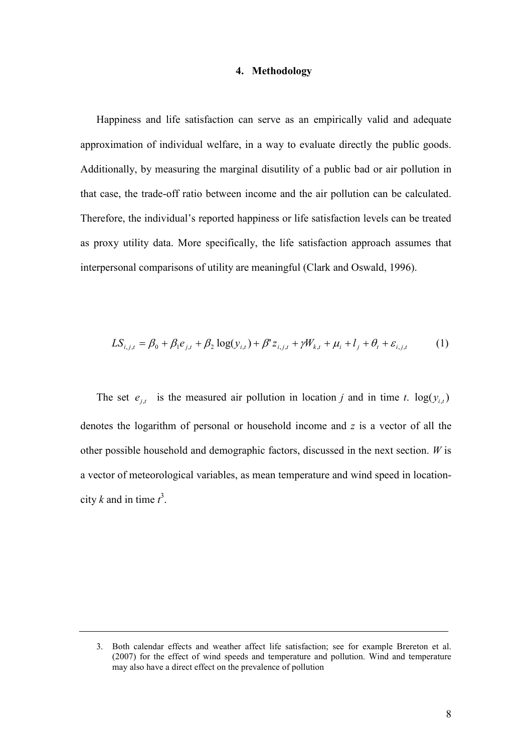# 4. Methodology

Happiness and life satisfaction can serve as an empirically valid and adequate approximation of individual welfare, in a way to evaluate directly the public goods. Additionally, by measuring the marginal disutility of a public bad or air pollution in that case, the trade-off ratio between income and the air pollution can be calculated. Therefore, the individual's reported happiness or life satisfaction levels can be treated as proxy utility data. More specifically, the life satisfaction approach assumes that interpersonal comparisons of utility are meaningful (Clark and Oswald, 1996).

$$LS_{i,j,t} = \beta_0 + \beta_1 e_{j,t} + \beta_2 \log(y_{i,t}) + \beta' z_{i,j,t} + \gamma W_{k,t} + \mu_i + l_j + \theta_t + \varepsilon_{i,j,t} \qquad (1)$$

The set $e_{j,t}$ is the measured air pollution in location *j* and in time *t*. $\log(y_{i,t})$ denotes the logarithm of personal or household income and *z* is a vector of all the other possible household and demographic factors, discussed in the next section. *W* is a vector of meteorological variables, as mean temperature and wind speed in location-city *k* and in time *t*[3].

3. Both calendar effects and weather affect life satisfaction; see for example Brereton et al. (2007) for the effect of wind speeds and temperature and pollution. Wind and temperature may also have a direct effect on the prevalence of pollution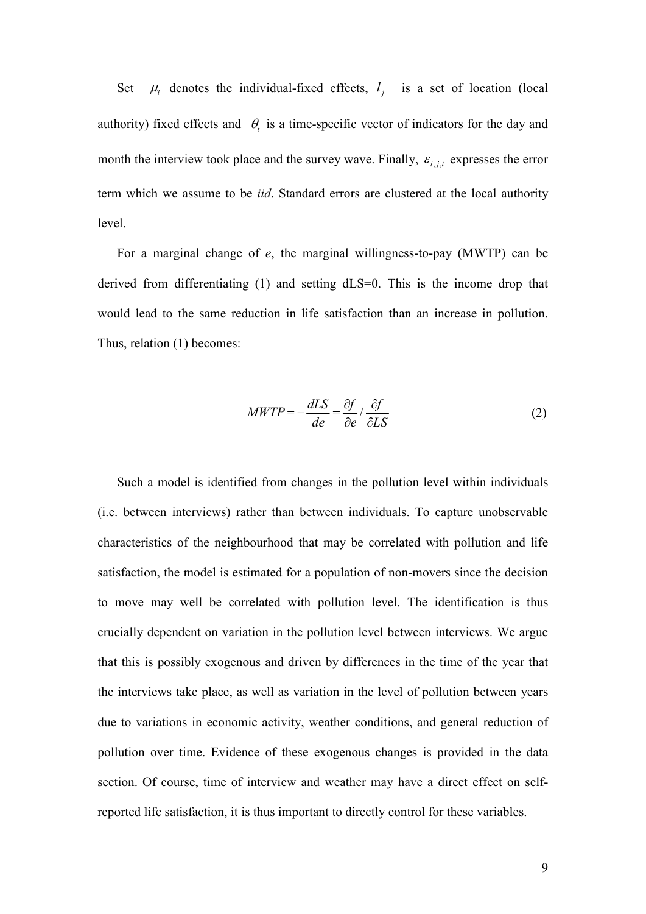Set $\mu_i$ denotes the individual-fixed effects, $l_j$ is a set of location (local authority) fixed effects and $\theta_t$ is a time-specific vector of indicators for the day and month the interview took place and the survey wave. Finally, $\varepsilon_{i,j,t}$ expresses the error term which we assume to be *iid*. Standard errors are clustered at the local authority level.

For a marginal change of *e*, the marginal willingness-to-pay (MWTP) can be derived from differentiating (1) and setting dLS=0. This is the income drop that would lead to the same reduction in life satisfaction than an increase in pollution. Thus, relation (1) becomes:

$$MWTP = -\frac{dLS}{de} = \frac{\partial f}{\partial e} / \frac{\partial f}{\partial LS} \tag{2}$$

Such a model is identified from changes in the pollution level within individuals (i.e. between interviews) rather than between individuals. To capture unobservable characteristics of the neighbourhood that may be correlated with pollution and life satisfaction, the model is estimated for a population of non-movers since the decision to move may well be correlated with pollution level. The identification is thus crucially dependent on variation in the pollution level between interviews. We argue that this is possibly exogenous and driven by differences in the time of the year that the interviews take place, as well as variation in the level of pollution between years due to variations in economic activity, weather conditions, and general reduction of pollution over time. Evidence of these exogenous changes is provided in the data section. Of course, time of interview and weather may have a direct effect on self-reported life satisfaction, it is thus important to directly control for these variables.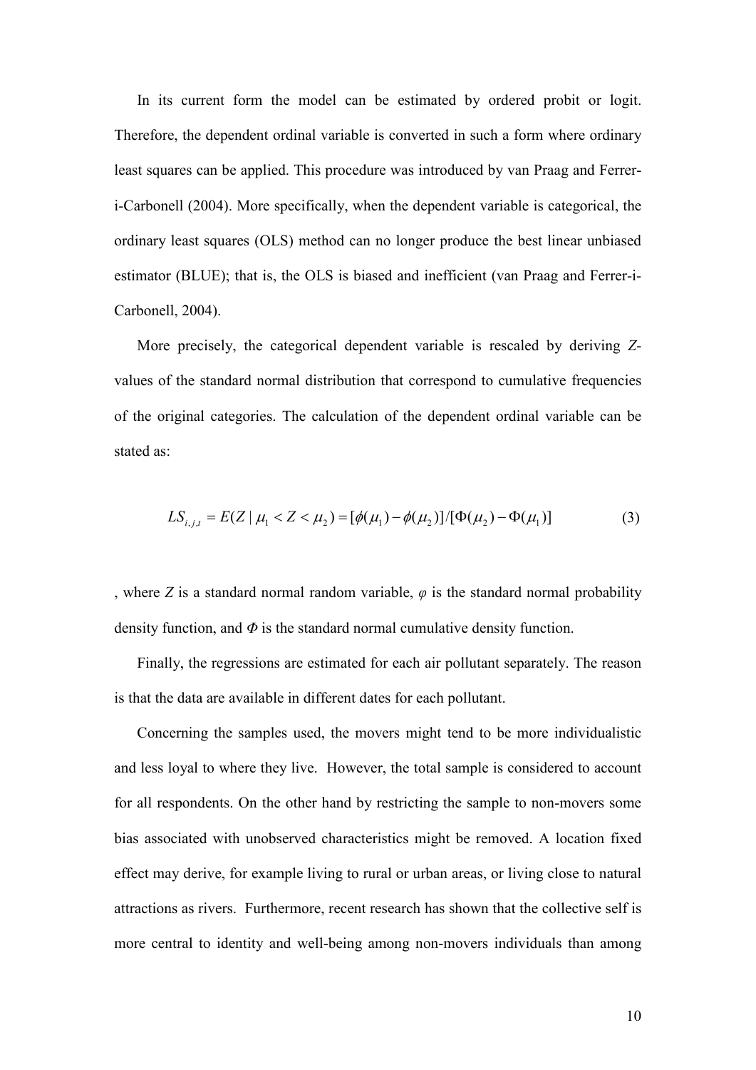In its current form the model can be estimated by ordered probit or logit. Therefore, the dependent ordinal variable is converted in such a form where ordinary least squares can be applied. This procedure was introduced by van Praag and Ferrer-i-Carbonell (2004). More specifically, when the dependent variable is categorical, the ordinary least squares (OLS) method can no longer produce the best linear unbiased estimator (BLUE); that is, the OLS is biased and inefficient (van Praag and Ferrer-i-Carbonell, 2004).

More precisely, the categorical dependent variable is rescaled by deriving *Z*-values of the standard normal distribution that correspond to cumulative frequencies of the original categories. The calculation of the dependent ordinal variable can be stated as:

$$LS_{i,j,t} = E(Z \mid \mu_1 < Z < \mu_2) = [\phi(\mu_1) - \phi(\mu_2)]/[\Phi(\mu_2) - \Phi(\mu_1)] \tag{3}$$

, where *Z* is a standard normal random variable, $\varphi$ is the standard normal probability density function, and $\Phi$ is the standard normal cumulative density function.

Finally, the regressions are estimated for each air pollutant separately. The reason is that the data are available in different dates for each pollutant.

Concerning the samples used, the movers might tend to be more individualistic and less loyal to where they live. However, the total sample is considered to account for all respondents. On the other hand by restricting the sample to non-movers some bias associated with unobserved characteristics might be removed. A location fixed effect may derive, for example living to rural or urban areas, or living close to natural attractions as rivers. Furthermore, recent research has shown that the collective self is more central to identity and well-being among non-movers individuals than among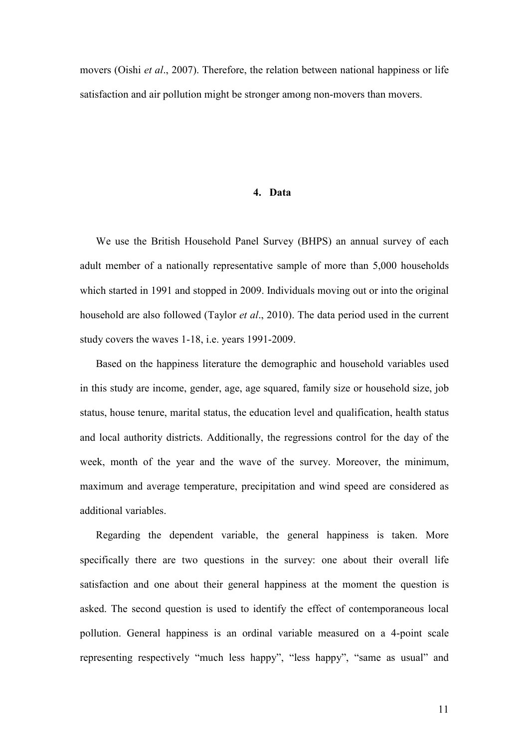movers (Oishi *et al*., 2007). Therefore, the relation between national happiness or life satisfaction and air pollution might be stronger among non-movers than movers.

## 4. Data

We use the British Household Panel Survey (BHPS) an annual survey of each adult member of a nationally representative sample of more than 5,000 households which started in 1991 and stopped in 2009. Individuals moving out or into the original household are also followed (Taylor *et al*., 2010). The data period used in the current study covers the waves 1-18, i.e. years 1991-2009.

Based on the happiness literature the demographic and household variables used in this study are income, gender, age, age squared, family size or household size, job status, house tenure, marital status, the education level and qualification, health status and local authority districts. Additionally, the regressions control for the day of the week, month of the year and the wave of the survey. Moreover, the minimum, maximum and average temperature, precipitation and wind speed are considered as additional variables.

Regarding the dependent variable, the general happiness is taken. More specifically there are two questions in the survey: one about their overall life satisfaction and one about their general happiness at the moment the question is asked. The second question is used to identify the effect of contemporaneous local pollution. General happiness is an ordinal variable measured on a 4-point scale representing respectively "much less happy", "less happy", "same as usual" and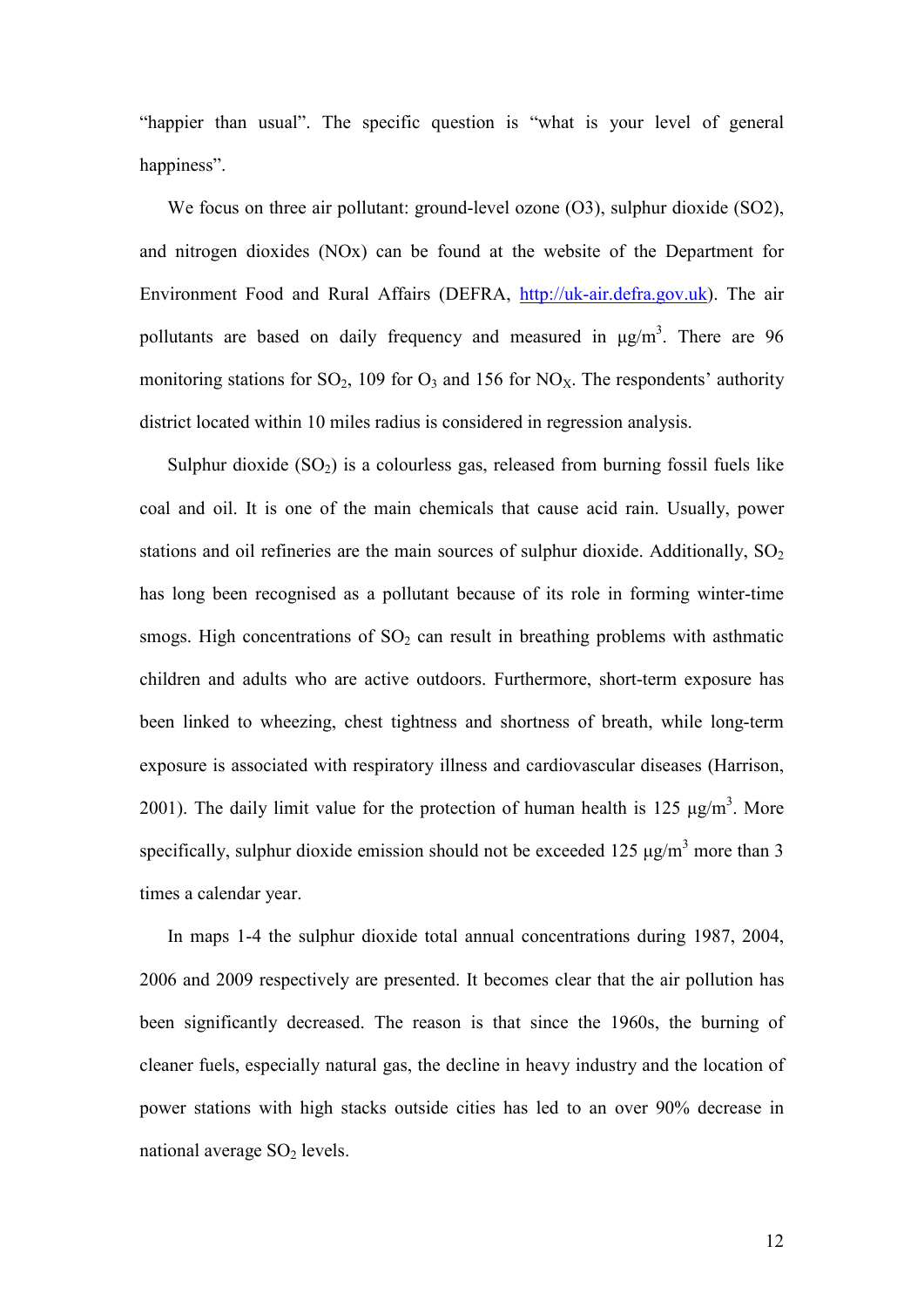"happier than usual". The specific question is "what is your level of general happiness".

We focus on three air pollutant: ground-level ozone (O3), sulphur dioxide (SO2), and nitrogen dioxides (NOx) can be found at the website of the Department for Environment Food and Rural Affairs (DEFRA, http://uk-air.defra.gov.uk). The air pollutants are based on daily frequency and measured in $\mu g/m^3$. There are 96 monitoring stations for $SO_2$, 109 for $O_3$ and 156 for $NO_X$. The respondents' authority district located within 10 miles radius is considered in regression analysis.

Sulphur dioxide ($SO_2$) is a colourless gas, released from burning fossil fuels like coal and oil. It is one of the main chemicals that cause acid rain. Usually, power stations and oil refineries are the main sources of sulphur dioxide. Additionally, $SO_2$ has long been recognised as a pollutant because of its role in forming winter-time smogs. High concentrations of $SO_2$ can result in breathing problems with asthmatic children and adults who are active outdoors. Furthermore, short-term exposure has been linked to wheezing, chest tightness and shortness of breath, while long-term exposure is associated with respiratory illness and cardiovascular diseases (Harrison, 2001). The daily limit value for the protection of human health is 125 $\mu g/m^3$. More specifically, sulphur dioxide emission should not be exceeded 125 $\mu g/m^3$ more than 3 times a calendar year.

In maps 1-4 the sulphur dioxide total annual concentrations during 1987, 2004, 2006 and 2009 respectively are presented. It becomes clear that the air pollution has been significantly decreased. The reason is that since the 1960s, the burning of cleaner fuels, especially natural gas, the decline in heavy industry and the location of power stations with high stacks outside cities has led to an over 90% decrease in national average $SO_2$ levels.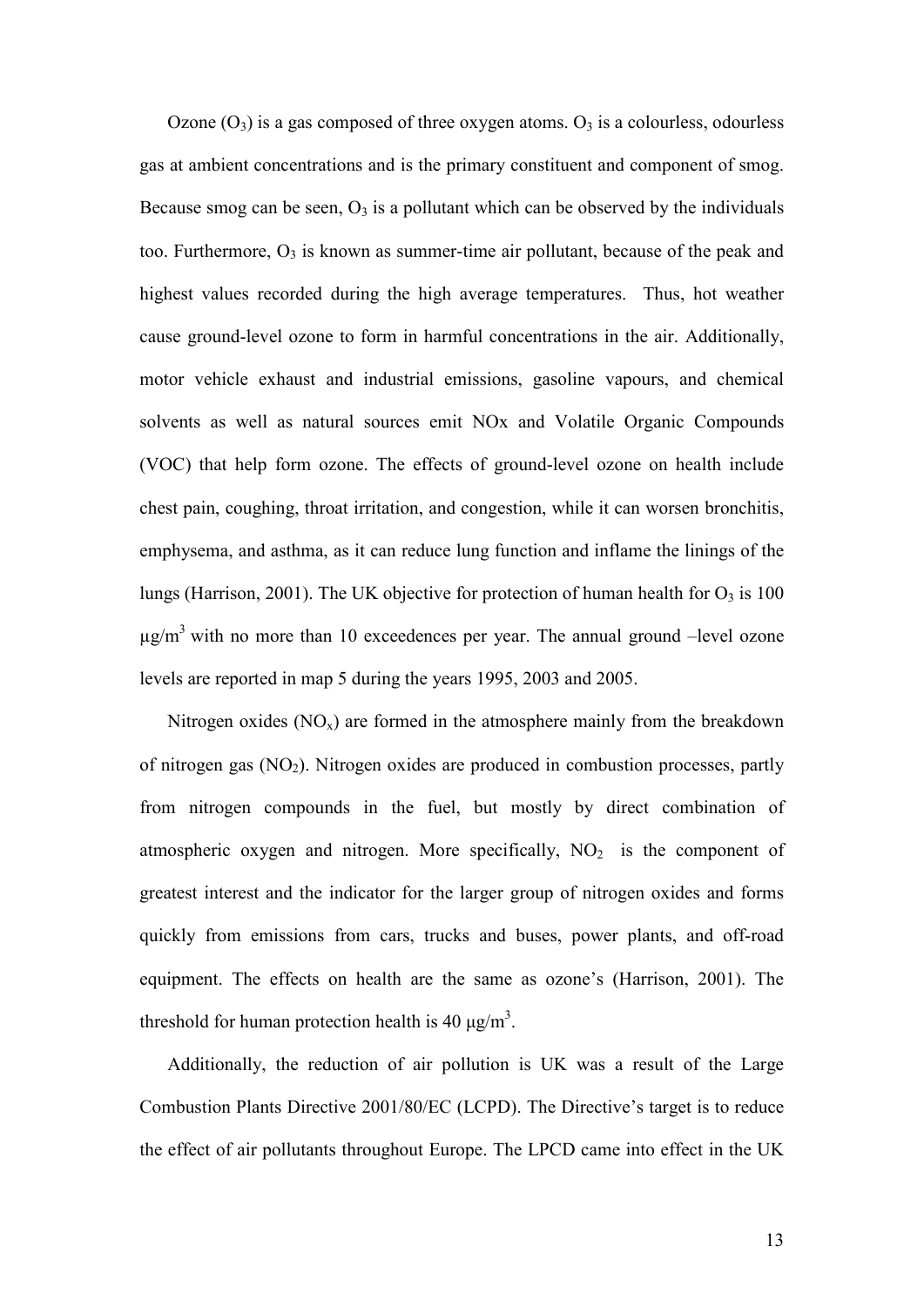Ozone ($O_3$) is a gas composed of three oxygen atoms. $O_3$ is a colourless, odourless gas at ambient concentrations and is the primary constituent and component of smog. Because smog can be seen, $O_3$ is a pollutant which can be observed by the individuals too. Furthermore, $O_3$ is known as summer-time air pollutant, because of the peak and highest values recorded during the high average temperatures. Thus, hot weather cause ground-level ozone to form in harmful concentrations in the air. Additionally, motor vehicle exhaust and industrial emissions, gasoline vapours, and chemical solvents as well as natural sources emit NOx and Volatile Organic Compounds (VOC) that help form ozone. The effects of ground-level ozone on health include chest pain, coughing, throat irritation, and congestion, while it can worsen bronchitis, emphysema, and asthma, as it can reduce lung function and inflame the linings of the lungs (Harrison, 2001). The UK objective for protection of human health for $O_3$ is 100 $\mu g/m^3$ with no more than 10 exceedences per year. The annual ground –level ozone levels are reported in map 5 during the years 1995, 2003 and 2005.

Nitrogen oxides ($NO_x$) are formed in the atmosphere mainly from the breakdown of nitrogen gas ($NO_2$). Nitrogen oxides are produced in combustion processes, partly from nitrogen compounds in the fuel, but mostly by direct combination of atmospheric oxygen and nitrogen. More specifically, $NO_2$ is the component of greatest interest and the indicator for the larger group of nitrogen oxides and forms quickly from emissions from cars, trucks and buses, power plants, and off-road equipment. The effects on health are the same as ozone's (Harrison, 2001). The threshold for human protection health is 40 $\mu g/m^3$.

Additionally, the reduction of air pollution is UK was a result of the Large Combustion Plants Directive 2001/80/EC (LCPD). The Directive's target is to reduce the effect of air pollutants throughout Europe. The LPCD came into effect in the UK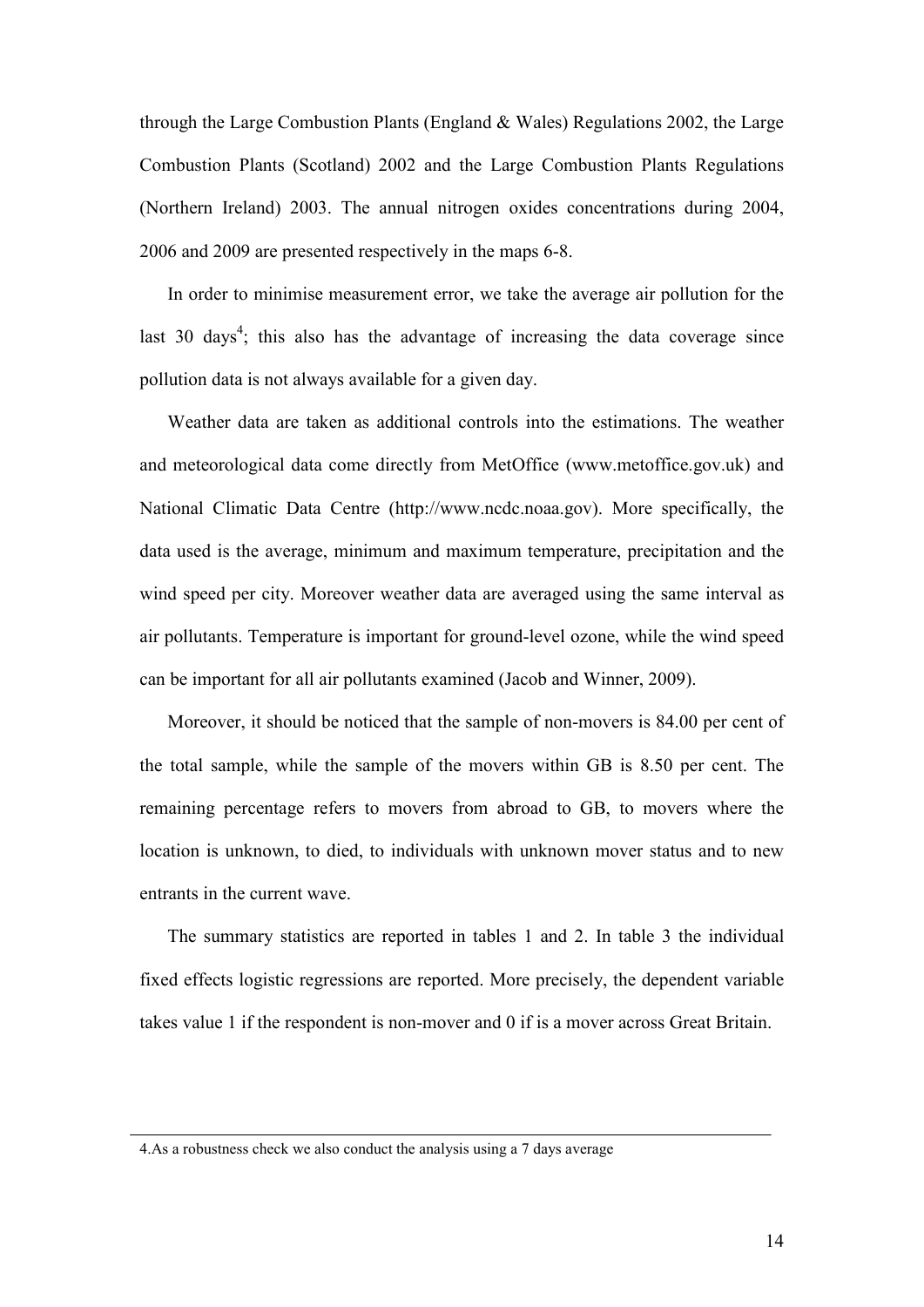through the Large Combustion Plants (England & Wales) Regulations 2002, the Large Combustion Plants (Scotland) 2002 and the Large Combustion Plants Regulations (Northern Ireland) 2003. The annual nitrogen oxides concentrations during 2004, 2006 and 2009 are presented respectively in the maps 6-8.

In order to minimise measurement error, we take the average air pollution for the last 30 days[4]; this also has the advantage of increasing the data coverage since pollution data is not always available for a given day.

Weather data are taken as additional controls into the estimations. The weather and meteorological data come directly from MetOffice (www.metoffice.gov.uk) and National Climatic Data Centre (http://www.ncdc.noaa.gov). More specifically, the data used is the average, minimum and maximum temperature, precipitation and the wind speed per city. Moreover weather data are averaged using the same interval as air pollutants. Temperature is important for ground-level ozone, while the wind speed can be important for all air pollutants examined (Jacob and Winner, 2009).

Moreover, it should be noticed that the sample of non-movers is 84.00 per cent of the total sample, while the sample of the movers within GB is 8.50 per cent. The remaining percentage refers to movers from abroad to GB, to movers where the location is unknown, to died, to individuals with unknown mover status and to new entrants in the current wave.

The summary statistics are reported in tables 1 and 2. In table 3 the individual fixed effects logistic regressions are reported. More precisely, the dependent variable takes value 1 if the respondent is non-mover and 0 if is a mover across Great Britain.

---

4.As a robustness check we also conduct the analysis using a 7 days average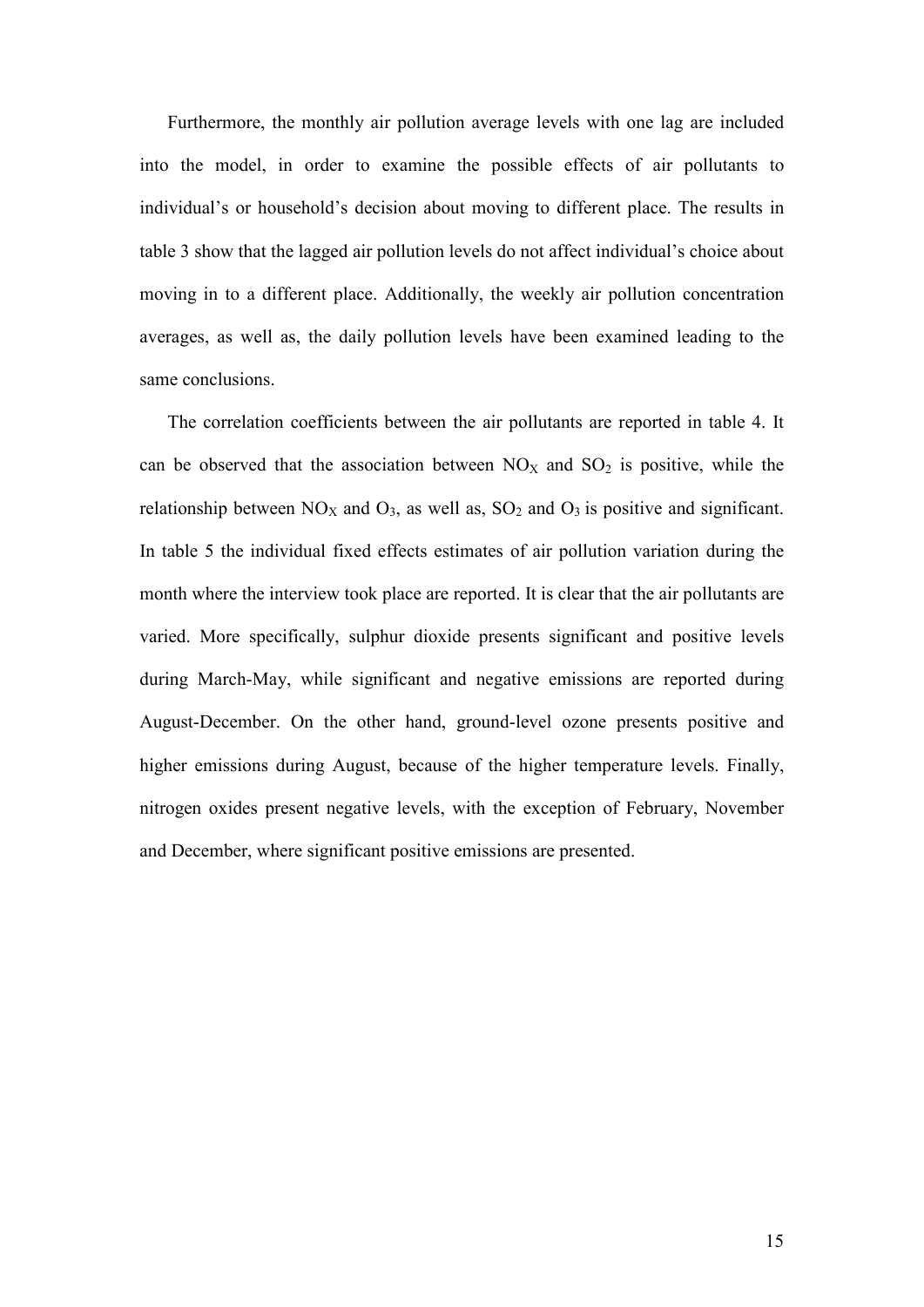Furthermore, the monthly air pollution average levels with one lag are included into the model, in order to examine the possible effects of air pollutants to individual's or household's decision about moving to different place. The results in table 3 show that the lagged air pollution levels do not affect individual's choice about moving in to a different place. Additionally, the weekly air pollution concentration averages, as well as, the daily pollution levels have been examined leading to the same conclusions.

The correlation coefficients between the air pollutants are reported in table 4. It can be observed that the association between $NO_X$ and $SO_2$ is positive, while the relationship between $NO_X$ and $O_3$, as well as, $SO_2$ and $O_3$ is positive and significant. In table 5 the individual fixed effects estimates of air pollution variation during the month where the interview took place are reported. It is clear that the air pollutants are varied. More specifically, sulphur dioxide presents significant and positive levels during March-May, while significant and negative emissions are reported during August-December. On the other hand, ground-level ozone presents positive and higher emissions during August, because of the higher temperature levels. Finally, nitrogen oxides present negative levels, with the exception of February, November and December, where significant positive emissions are presented.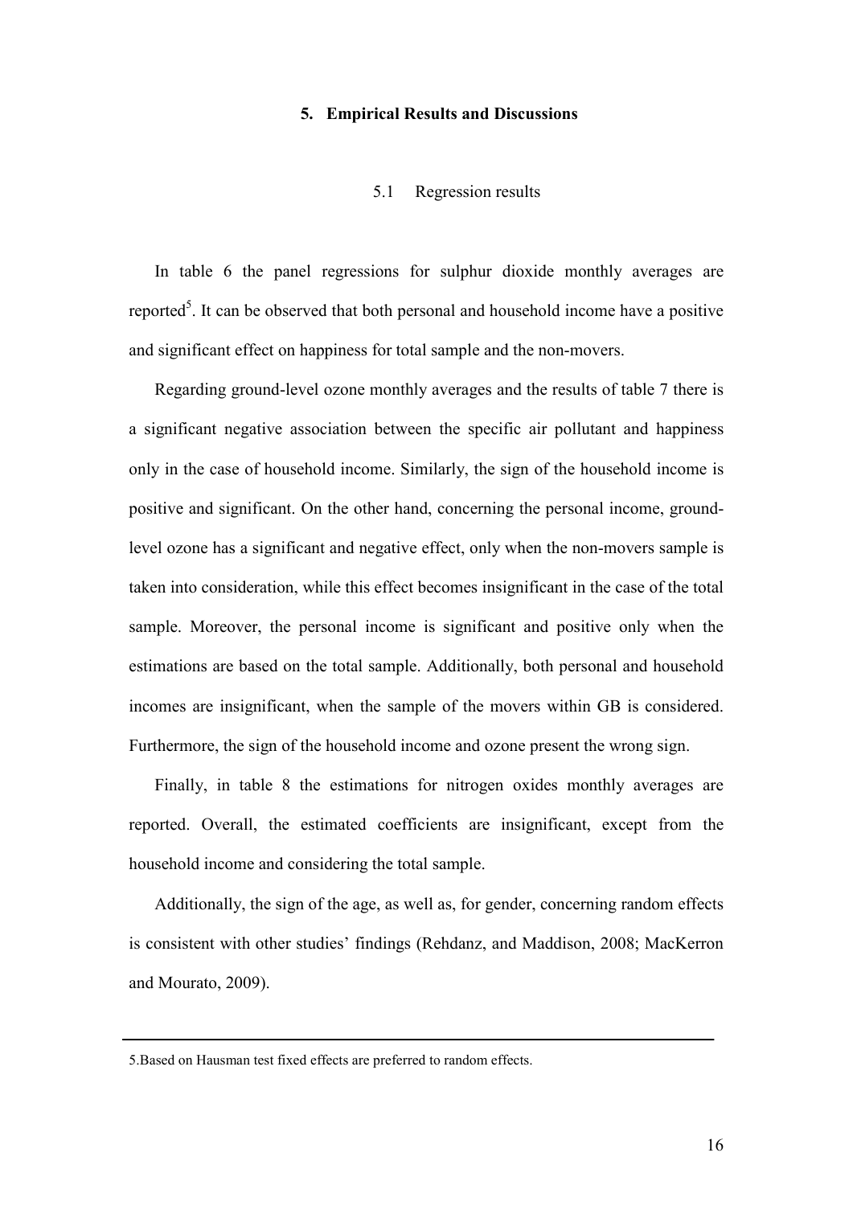## 5. Empirical Results and Discussions

### 5.1 Regression results

In table 6 the panel regressions for sulphur dioxide monthly averages are reported[5]. It can be observed that both personal and household income have a positive and significant effect on happiness for total sample and the non-movers.

Regarding ground-level ozone monthly averages and the results of table 7 there is a significant negative association between the specific air pollutant and happiness only in the case of household income. Similarly, the sign of the household income is positive and significant. On the other hand, concerning the personal income, ground-level ozone has a significant and negative effect, only when the non-movers sample is taken into consideration, while this effect becomes insignificant in the case of the total sample. Moreover, the personal income is significant and positive only when the estimations are based on the total sample. Additionally, both personal and household incomes are insignificant, when the sample of the movers within GB is considered. Furthermore, the sign of the household income and ozone present the wrong sign.

Finally, in table 8 the estimations for nitrogen oxides monthly averages are reported. Overall, the estimated coefficients are insignificant, except from the household income and considering the total sample.

Additionally, the sign of the age, as well as, for gender, concerning random effects is consistent with other studies' findings (Rehdanz, and Maddison, 2008; MacKerron and Mourato, 2009).

---

5.Based on Hausman test fixed effects are preferred to random effects.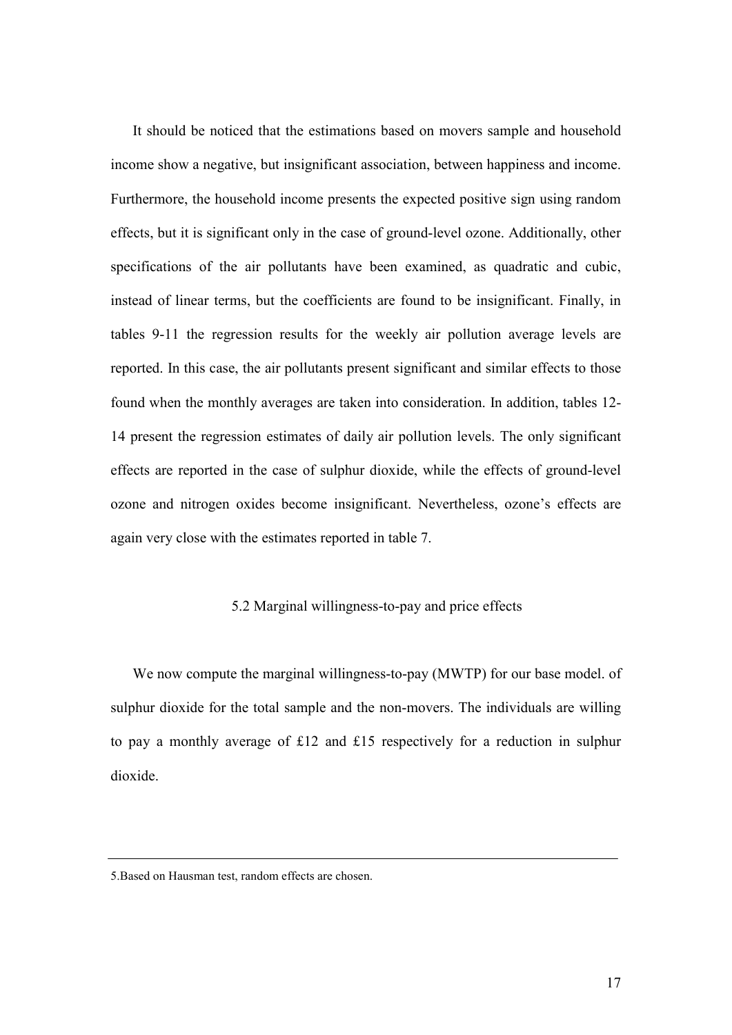It should be noticed that the estimations based on movers sample and household income show a negative, but insignificant association, between happiness and income. Furthermore, the household income presents the expected positive sign using random effects, but it is significant only in the case of ground-level ozone. Additionally, other specifications of the air pollutants have been examined, as quadratic and cubic, instead of linear terms, but the coefficients are found to be insignificant. Finally, in tables 9-11 the regression results for the weekly air pollution average levels are reported. In this case, the air pollutants present significant and similar effects to those found when the monthly averages are taken into consideration. In addition, tables 12-14 present the regression estimates of daily air pollution levels. The only significant effects are reported in the case of sulphur dioxide, while the effects of ground-level ozone and nitrogen oxides become insignificant. Nevertheless, ozone's effects are again very close with the estimates reported in table 7.

## 5.2 Marginal willingness-to-pay and price effects

We now compute the marginal willingness-to-pay (MWTP) for our base model. of sulphur dioxide for the total sample and the non-movers. The individuals are willing to pay a monthly average of £12 and £15 respectively for a reduction in sulphur dioxide.

---

5.Based on Hausman test, random effects are chosen.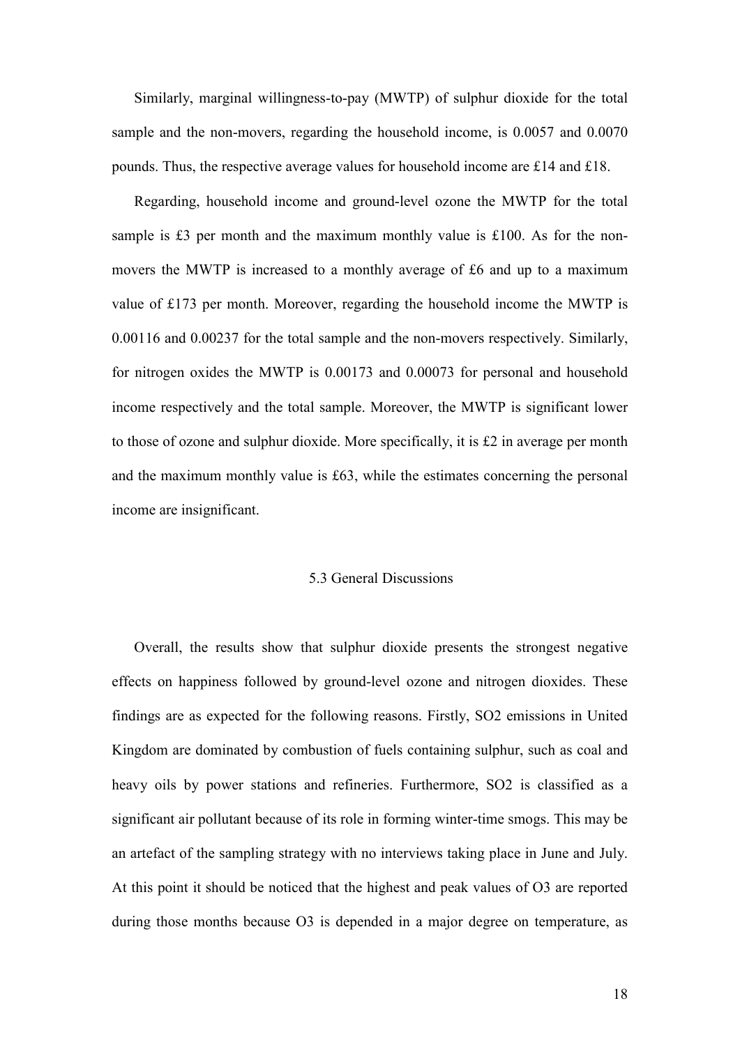Similarly, marginal willingness-to-pay (MWTP) of sulphur dioxide for the total sample and the non-movers, regarding the household income, is 0.0057 and 0.0070 pounds. Thus, the respective average values for household income are £14 and £18.

Regarding, household income and ground-level ozone the MWTP for the total sample is £3 per month and the maximum monthly value is £100. As for the non-movers the MWTP is increased to a monthly average of £6 and up to a maximum value of £173 per month. Moreover, regarding the household income the MWTP is 0.00116 and 0.00237 for the total sample and the non-movers respectively. Similarly, for nitrogen oxides the MWTP is 0.00173 and 0.00073 for personal and household income respectively and the total sample. Moreover, the MWTP is significant lower to those of ozone and sulphur dioxide. More specifically, it is £2 in average per month and the maximum monthly value is £63, while the estimates concerning the personal income are insignificant.

## 5.3 General Discussions

Overall, the results show that sulphur dioxide presents the strongest negative effects on happiness followed by ground-level ozone and nitrogen dioxides. These findings are as expected for the following reasons. Firstly, $SO_2$ emissions in United Kingdom are dominated by combustion of fuels containing sulphur, such as coal and heavy oils by power stations and refineries. Furthermore, $SO_2$ is classified as a significant air pollutant because of its role in forming winter-time smogs. This may be an artefact of the sampling strategy with no interviews taking place in June and July. At this point it should be noticed that the highest and peak values of $O_3$ are reported during those months because $O_3$ is depended in a major degree on temperature, as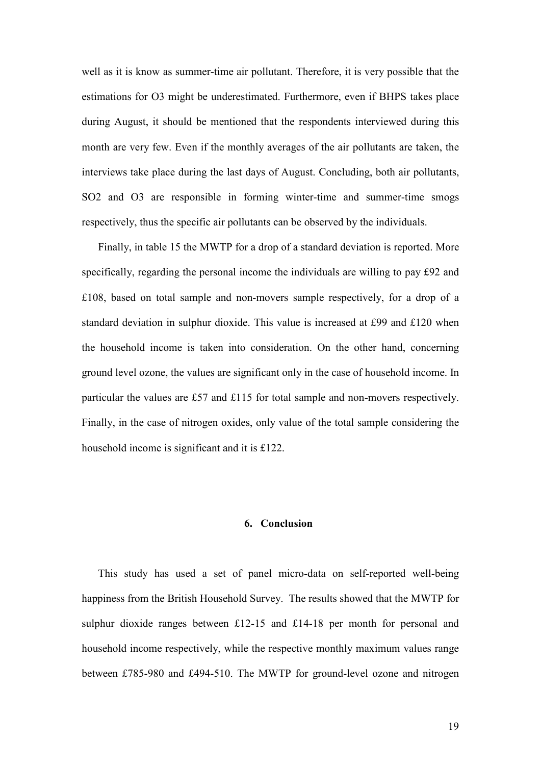well as it is know as summer-time air pollutant. Therefore, it is very possible that the estimations for O3 might be underestimated. Furthermore, even if BHPS takes place during August, it should be mentioned that the respondents interviewed during this month are very few. Even if the monthly averages of the air pollutants are taken, the interviews take place during the last days of August. Concluding, both air pollutants, SO2 and O3 are responsible in forming winter-time and summer-time smogs respectively, thus the specific air pollutants can be observed by the individuals.

Finally, in table 15 the MWTP for a drop of a standard deviation is reported. More specifically, regarding the personal income the individuals are willing to pay £92 and £108, based on total sample and non-movers sample respectively, for a drop of a standard deviation in sulphur dioxide. This value is increased at £99 and £120 when the household income is taken into consideration. On the other hand, concerning ground level ozone, the values are significant only in the case of household income. In particular the values are £57 and £115 for total sample and non-movers respectively. Finally, in the case of nitrogen oxides, only value of the total sample considering the household income is significant and it is £122.

## 6. Conclusion

This study has used a set of panel micro-data on self-reported well-being happiness from the British Household Survey. The results showed that the MWTP for sulphur dioxide ranges between £12-15 and £14-18 per month for personal and household income respectively, while the respective monthly maximum values range between £785-980 and £494-510. The MWTP for ground-level ozone and nitrogen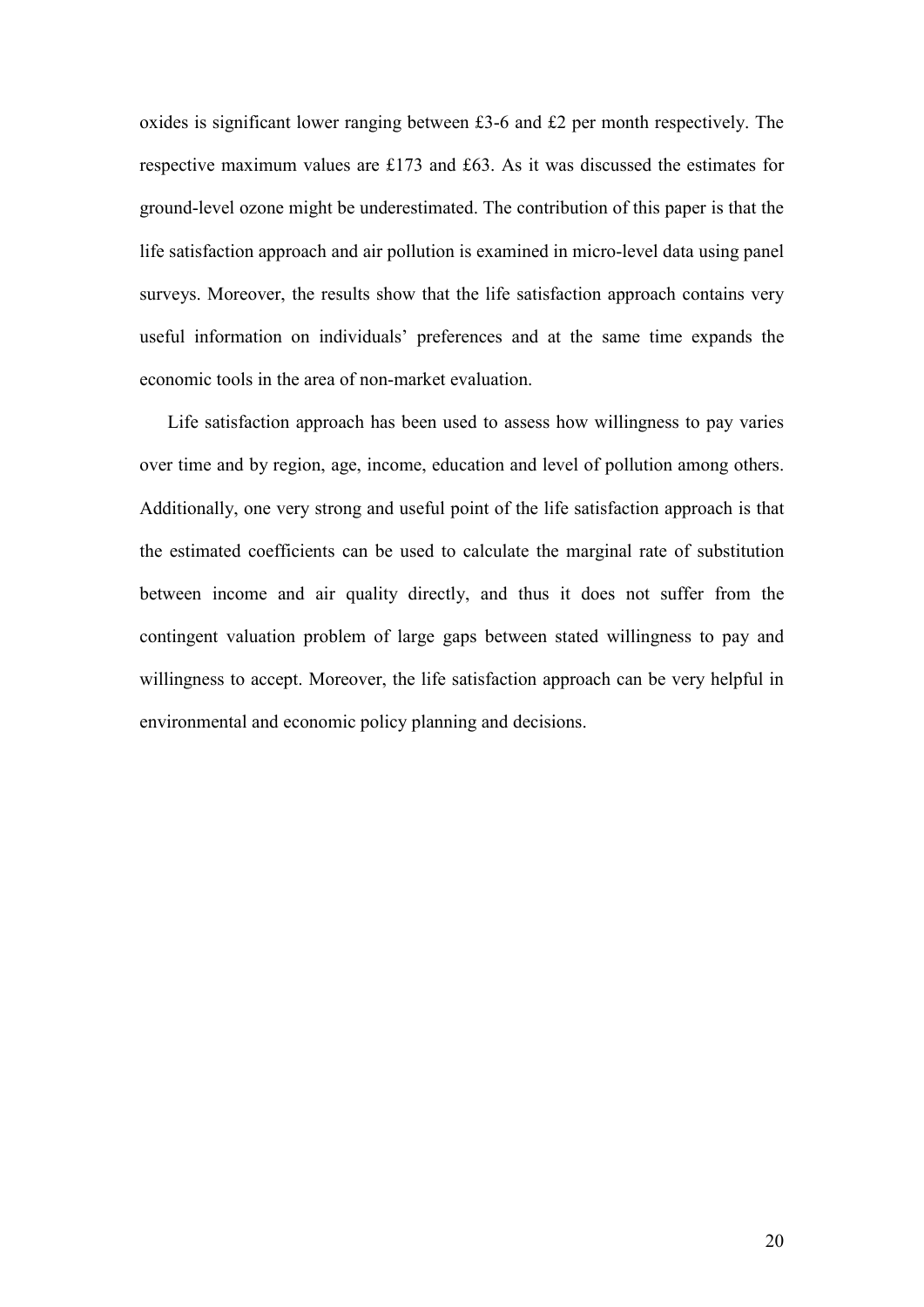oxides is significant lower ranging between £3-6 and £2 per month respectively. The respective maximum values are £173 and £63. As it was discussed the estimates for ground-level ozone might be underestimated. The contribution of this paper is that the life satisfaction approach and air pollution is examined in micro-level data using panel surveys. Moreover, the results show that the life satisfaction approach contains very useful information on individuals' preferences and at the same time expands the economic tools in the area of non-market evaluation.

Life satisfaction approach has been used to assess how willingness to pay varies over time and by region, age, income, education and level of pollution among others. Additionally, one very strong and useful point of the life satisfaction approach is that the estimated coefficients can be used to calculate the marginal rate of substitution between income and air quality directly, and thus it does not suffer from the contingent valuation problem of large gaps between stated willingness to pay and willingness to accept. Moreover, the life satisfaction approach can be very helpful in environmental and economic policy planning and decisions.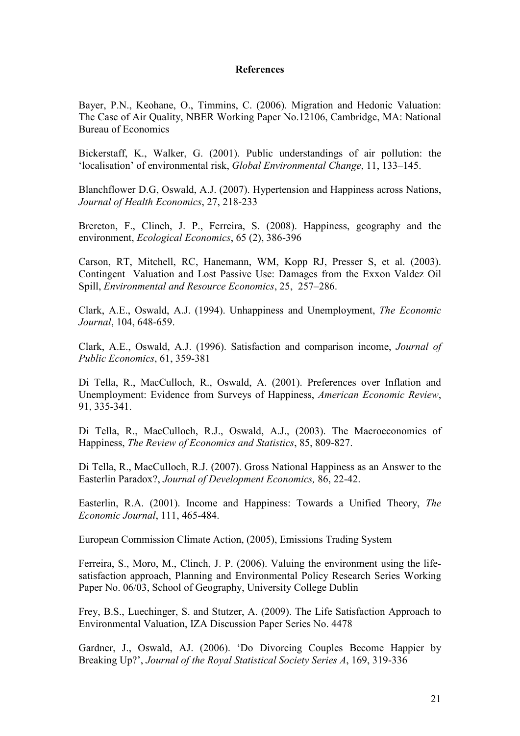**References**

Bayer, P.N., Keohane, O., Timmins, C. (2006). Migration and Hedonic Valuation: The Case of Air Quality, NBER Working Paper No.12106, Cambridge, MA: National Bureau of Economics

Bickerstaff, K., Walker, G. (2001). Public understandings of air pollution: the 'localisation' of environmental risk, *Global Environmental Change*, 11, 133–145.

Blanchflower D.G, Oswald, A.J. (2007). Hypertension and Happiness across Nations, *Journal of Health Economics*, 27, 218-233

Brereton, F., Clinch, J. P., Ferreira, S. (2008). Happiness, geography and the environment, *Ecological Economics*, 65 (2), 386-396

Carson, RT, Mitchell, RC, Hanemann, WM, Kopp RJ, Presser S, et al. (2003). Contingent Valuation and Lost Passive Use: Damages from the Exxon Valdez Oil Spill, *Environmental and Resource Economics*, 25, 257–286.

Clark, A.E., Oswald, A.J. (1994). Unhappiness and Unemployment, *The Economic Journal*, 104, 648-659.

Clark, A.E., Oswald, A.J. (1996). Satisfaction and comparison income, *Journal of Public Economics*, 61, 359-381

Di Tella, R., MacCulloch, R., Oswald, A. (2001). Preferences over Inflation and Unemployment: Evidence from Surveys of Happiness, *American Economic Review*, 91, 335-341.

Di Tella, R., MacCulloch, R.J., Oswald, A.J., (2003). The Macroeconomics of Happiness, *The Review of Economics and Statistics*, 85, 809-827.

Di Tella, R., MacCulloch, R.J. (2007). Gross National Happiness as an Answer to the Easterlin Paradox?, *Journal of Development Economics,* 86, 22-42.

Easterlin, R.A. (2001). Income and Happiness: Towards a Unified Theory, *The Economic Journal*, 111, 465-484.

European Commission Climate Action, (2005), Emissions Trading System

Ferreira, S., Moro, M., Clinch, J. P. (2006). Valuing the environment using the life-satisfaction approach, Planning and Environmental Policy Research Series Working Paper No. 06/03, School of Geography, University College Dublin

Frey, B.S., Luechinger, S. and Stutzer, A. (2009). The Life Satisfaction Approach to Environmental Valuation, IZA Discussion Paper Series No. 4478

Gardner, J., Oswald, AJ. (2006). 'Do Divorcing Couples Become Happier by Breaking Up?', *Journal of the Royal Statistical Society Series A*, 169, 319-336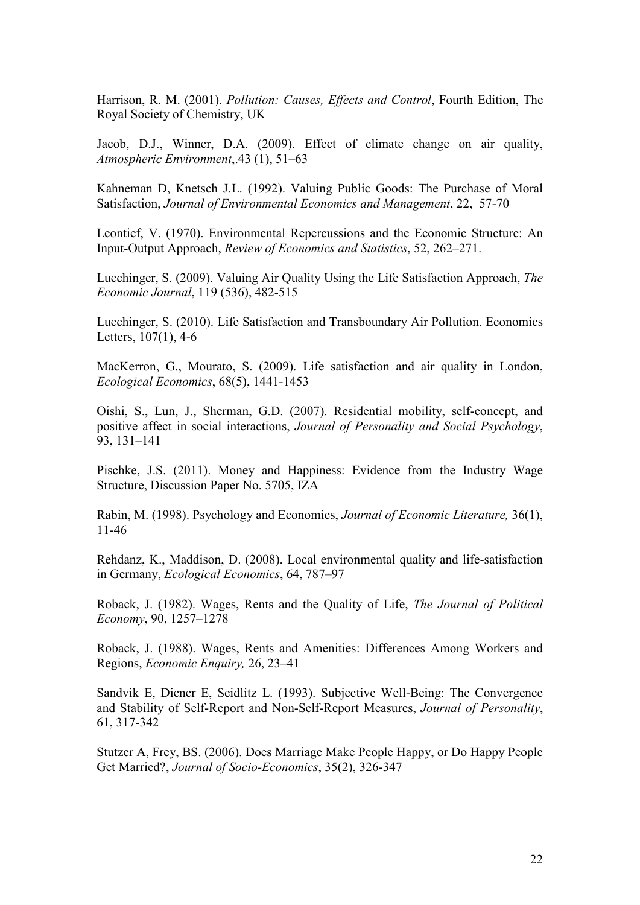Harrison, R. M. (2001). *Pollution: Causes, Effects and Control*, Fourth Edition, The Royal Society of Chemistry, UK

Jacob, D.J., Winner, D.A. (2009). Effect of climate change on air quality, *Atmospheric Environment*,.43 (1), 51–63

Kahneman D, Knetsch J.L. (1992). Valuing Public Goods: The Purchase of Moral Satisfaction, *Journal of Environmental Economics and Management*, 22, 57-70

Leontief, V. (1970). Environmental Repercussions and the Economic Structure: An Input-Output Approach, *Review of Economics and Statistics*, 52, 262–271.

Luechinger, S. (2009). Valuing Air Quality Using the Life Satisfaction Approach, *The Economic Journal*, 119 (536), 482-515

Luechinger, S. (2010). Life Satisfaction and Transboundary Air Pollution. Economics Letters, 107(1), 4-6

MacKerron, G., Mourato, S. (2009). Life satisfaction and air quality in London, *Ecological Economics*, 68(5), 1441-1453

Oishi, S., Lun, J., Sherman, G.D. (2007). Residential mobility, self-concept, and positive affect in social interactions, *Journal of Personality and Social Psychology*, 93, 131–141

Pischke, J.S. (2011). Money and Happiness: Evidence from the Industry Wage Structure, Discussion Paper No. 5705, IZA

Rabin, M. (1998). Psychology and Economics, *Journal of Economic Literature,* 36(1), 11-46

Rehdanz, K., Maddison, D. (2008). Local environmental quality and life-satisfaction in Germany, *Ecological Economics*, 64, 787–97

Roback, J. (1982). Wages, Rents and the Quality of Life, *The Journal of Political Economy*, 90, 1257–1278

Roback, J. (1988). Wages, Rents and Amenities: Differences Among Workers and Regions, *Economic Enquiry,* 26, 23–41

Sandvik E, Diener E, Seidlitz L. (1993). Subjective Well-Being: The Convergence and Stability of Self-Report and Non-Self-Report Measures, *Journal of Personality*, 61, 317-342

Stutzer A, Frey, BS. (2006). Does Marriage Make People Happy, or Do Happy People Get Married?, *Journal of Socio-Economics*, 35(2), 326-347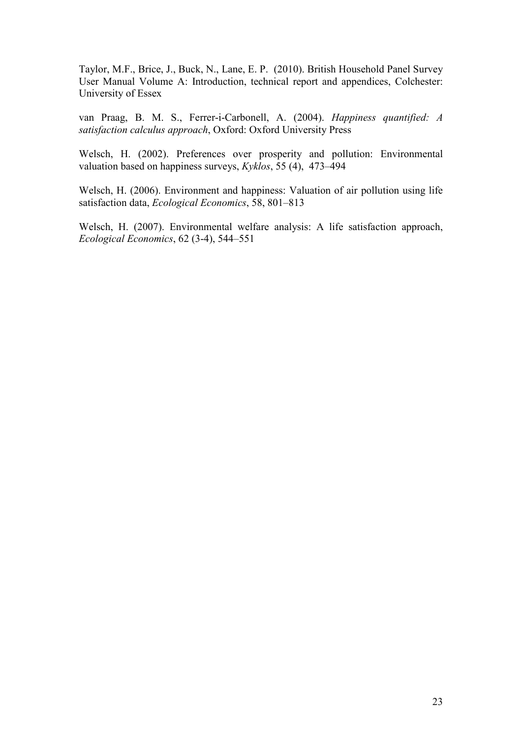Taylor, M.F., Brice, J., Buck, N., Lane, E. P. (2010). British Household Panel Survey User Manual Volume A: Introduction, technical report and appendices, Colchester: University of Essex

van Praag, B. M. S., Ferrer-i-Carbonell, A. (2004). *Happiness quantified: A satisfaction calculus approach*, Oxford: Oxford University Press

Welsch, H. (2002). Preferences over prosperity and pollution: Environmental valuation based on happiness surveys, *Kyklos*, 55 (4), 473–494

Welsch, H. (2006). Environment and happiness: Valuation of air pollution using life satisfaction data, *Ecological Economics*, 58, 801–813

Welsch, H. (2007). Environmental welfare analysis: A life satisfaction approach, *Ecological Economics*, 62 (3-4), 544–551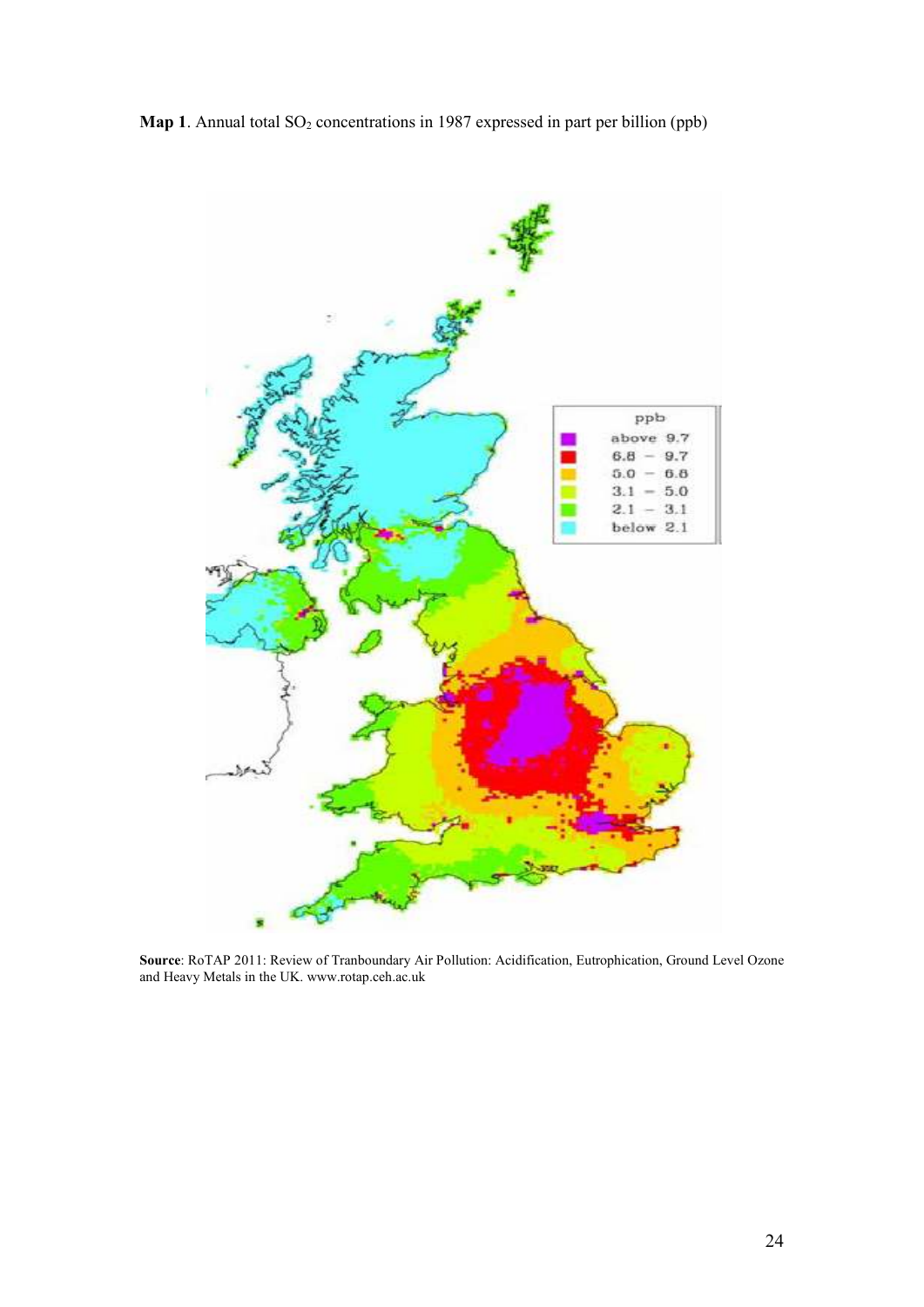**Map 1**. Annual total $SO_2$ concentrations in 1987 expressed in part per billion (ppb)

**Source**: RoTAP 2011: Review of Tranboundary Air Pollution: Acidification, Eutrophication, Ground Level Ozone and Heavy Metals in the UK. www.rotap.ceh.ac.uk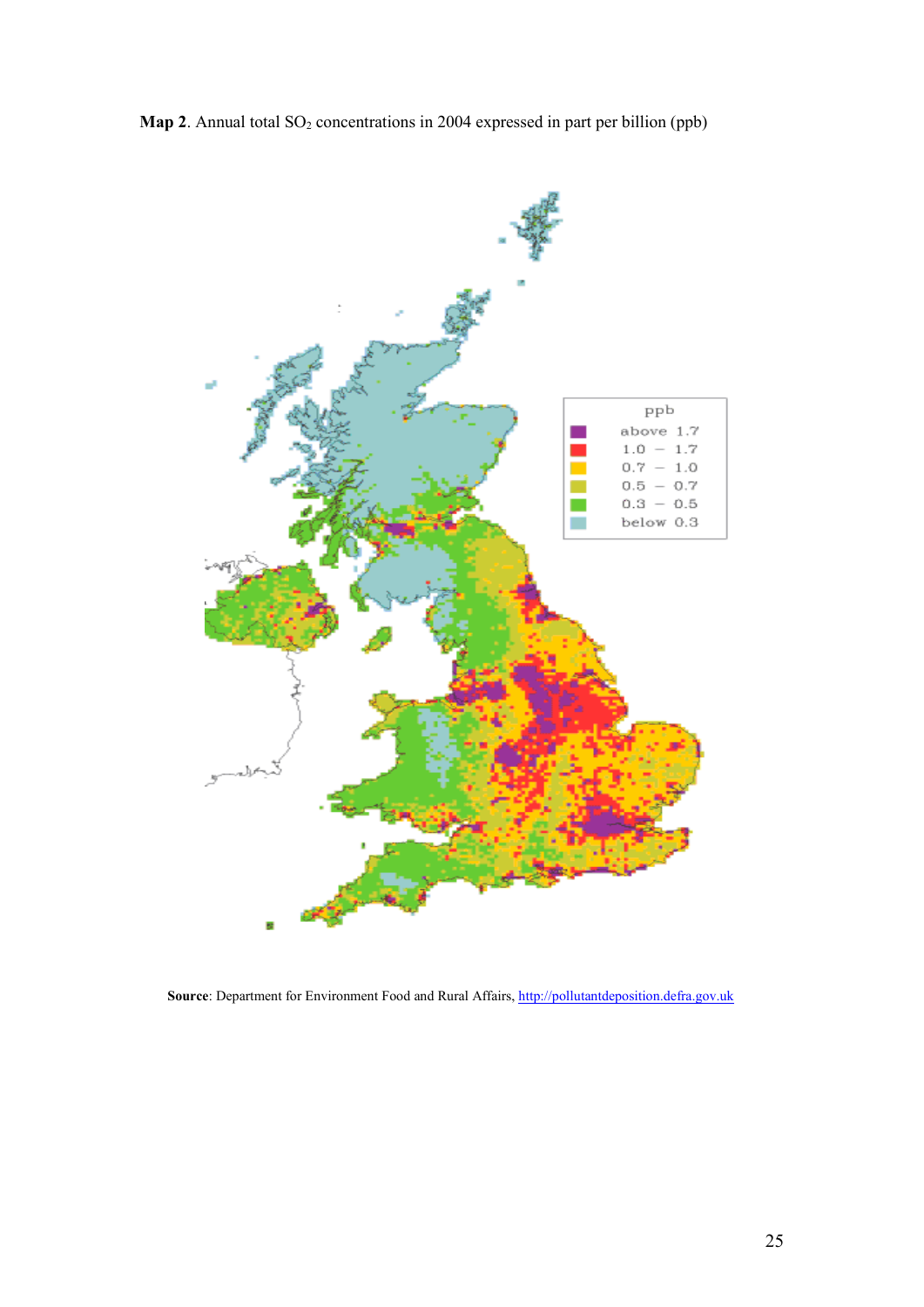**Map 2**. Annual total $SO_2$ concentrations in 2004 expressed in part per billion (ppb)

**Source**: Department for Environment Food and Rural Affairs, http://pollutantdeposition.defra.gov.uk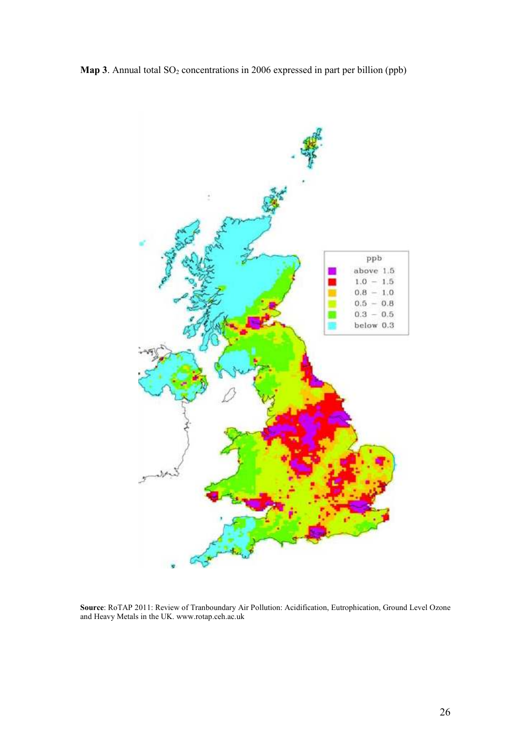**Map 3**. Annual total $SO_2$ concentrations in 2006 expressed in part per billion (ppb)

**Source**: RoTAP 2011: Review of Tranboundary Air Pollution: Acidification, Eutrophication, Ground Level Ozone and Heavy Metals in the UK. www.rotap.ceh.ac.uk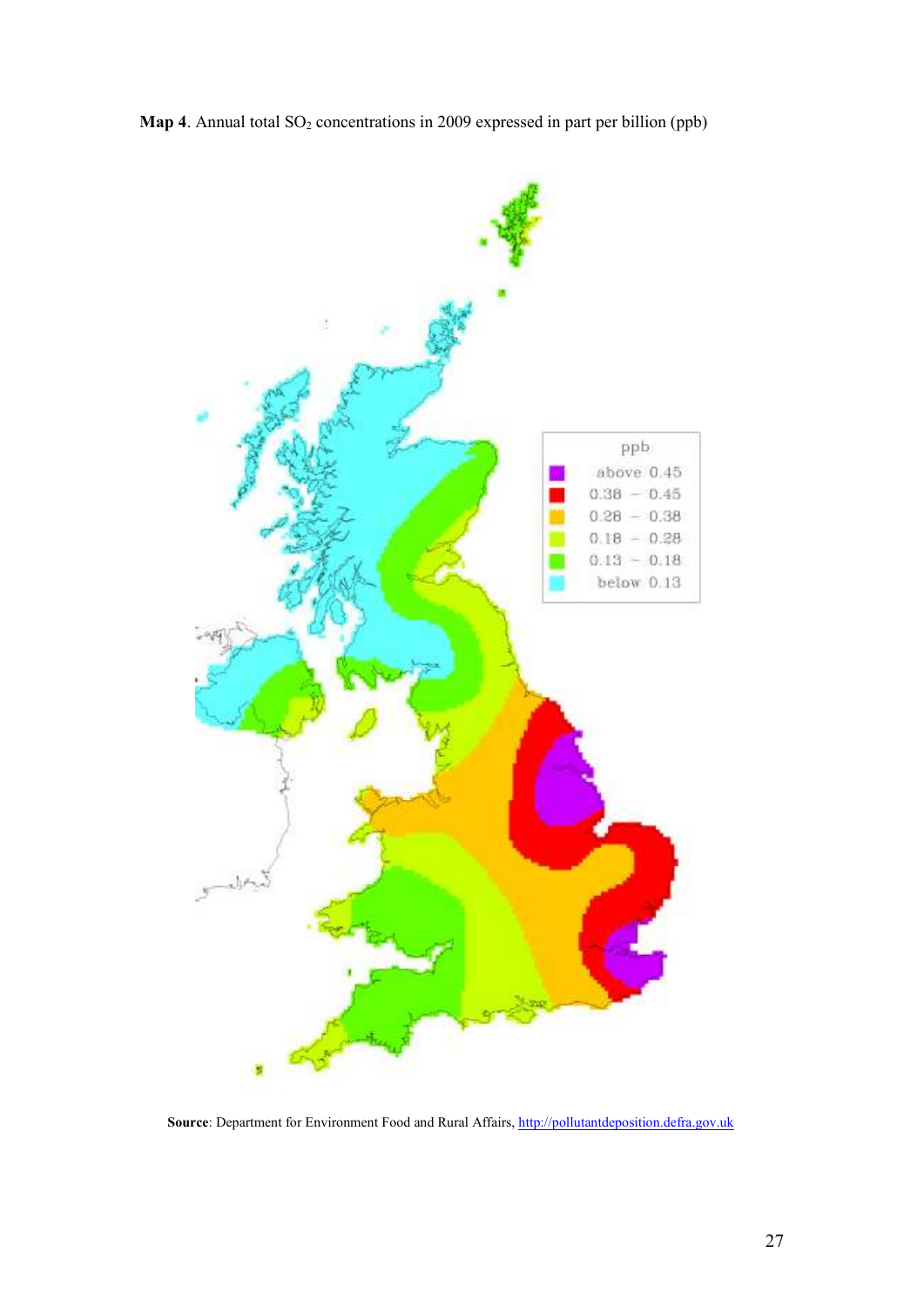**Map 4**. Annual total $SO_2$ concentrations in 2009 expressed in part per billion (ppb)

**Source**: Department for Environment Food and Rural Affairs, [http://pollutantdeposition.defra.gov.uk](http://pollutantdeposition.defra.gov.uk)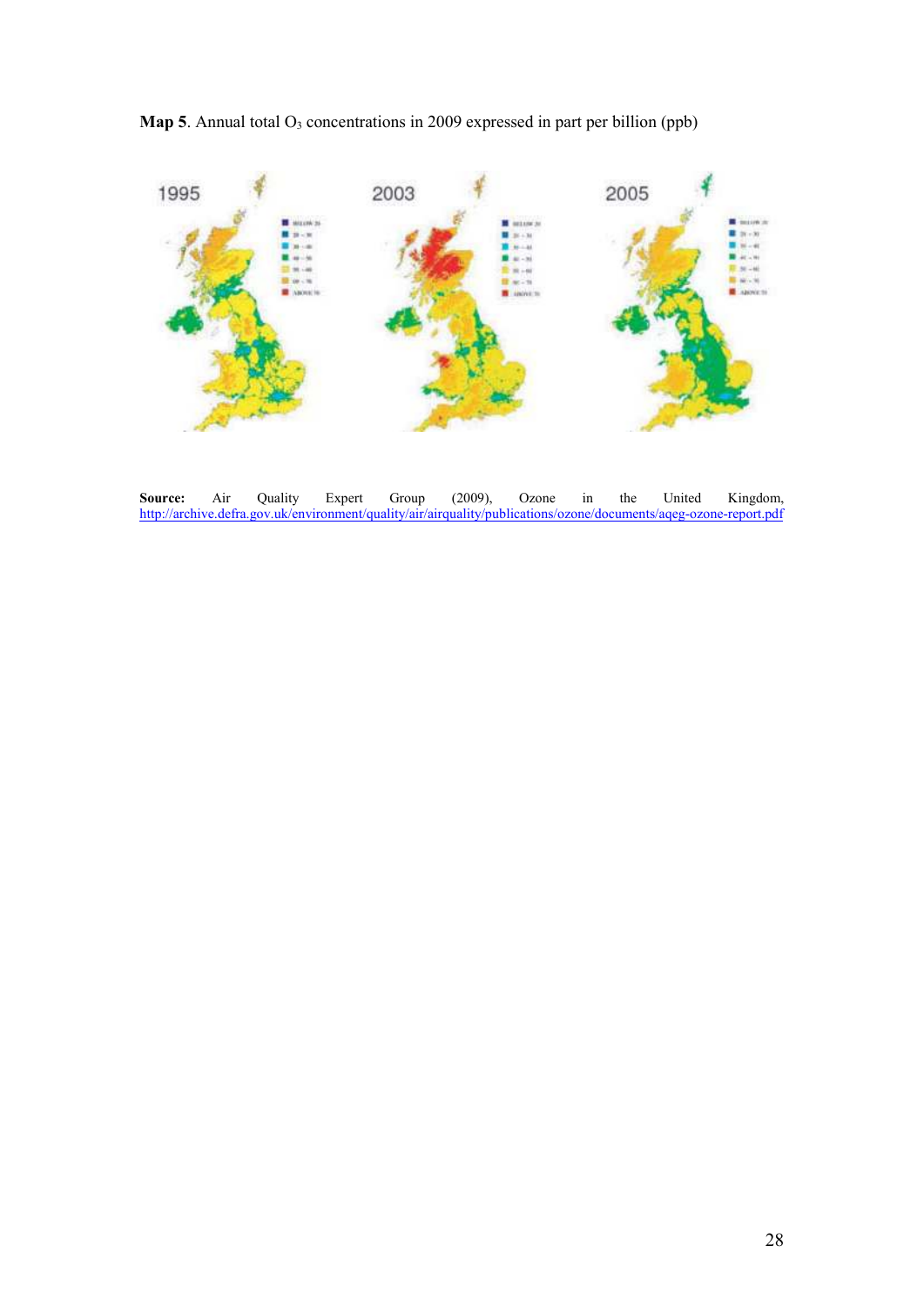**Map 5**. Annual total $O_3$ concentrations in 2009 expressed in part per billion (ppb)

**Source:** Air Quality Expert Group (2009), Ozone in the United Kingdom, http://archive.defra.gov.uk/environment/quality/air/airquality/publications/ozone/documents/aqeg-ozone-report.pdf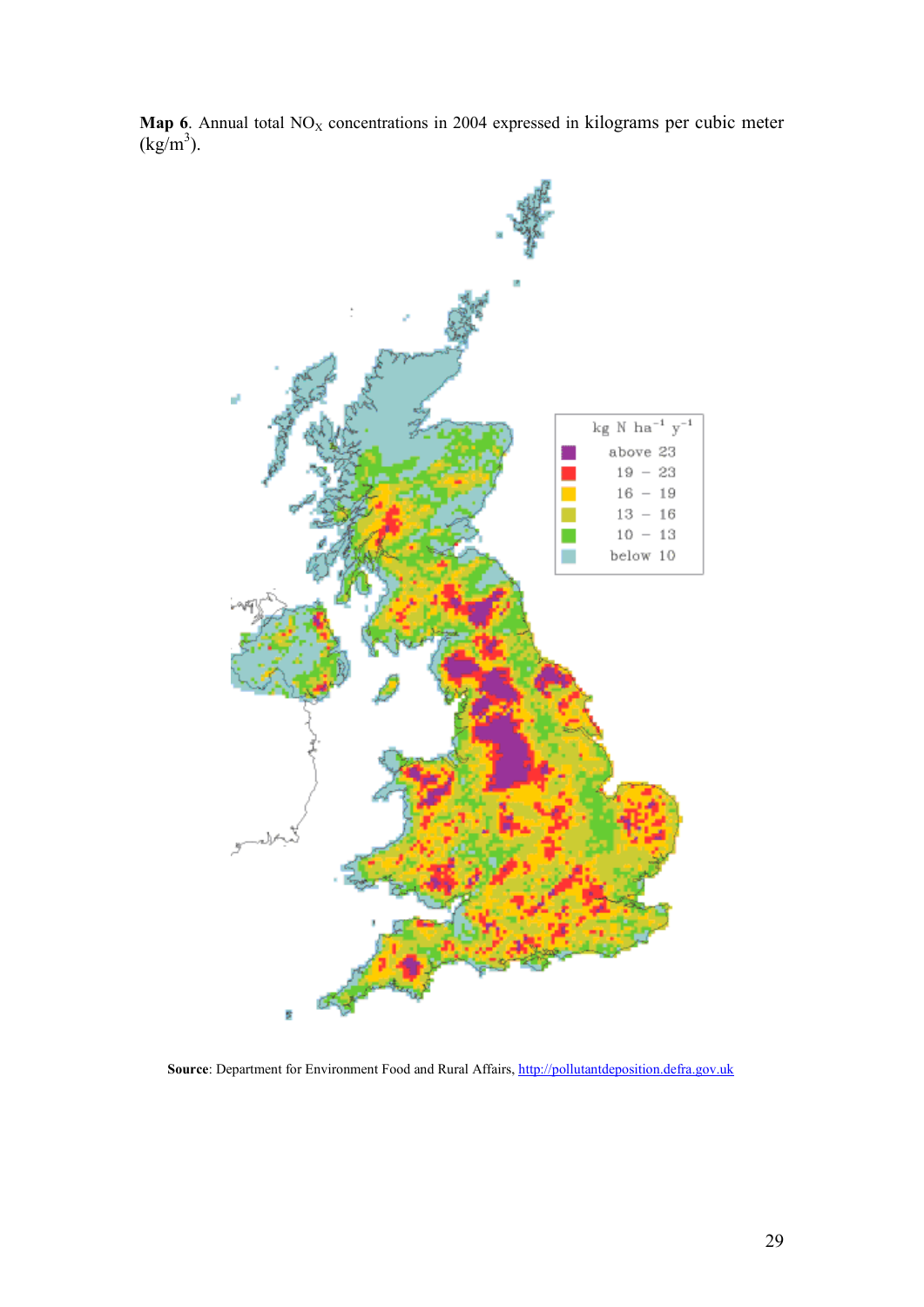**Map 6**. Annual total $NO_X$ concentrations in 2004 expressed in kilograms per cubic meter ($kg/m^3$).

**Source**: Department for Environment Food and Rural Affairs, http://pollutantdeposition.defra.gov.uk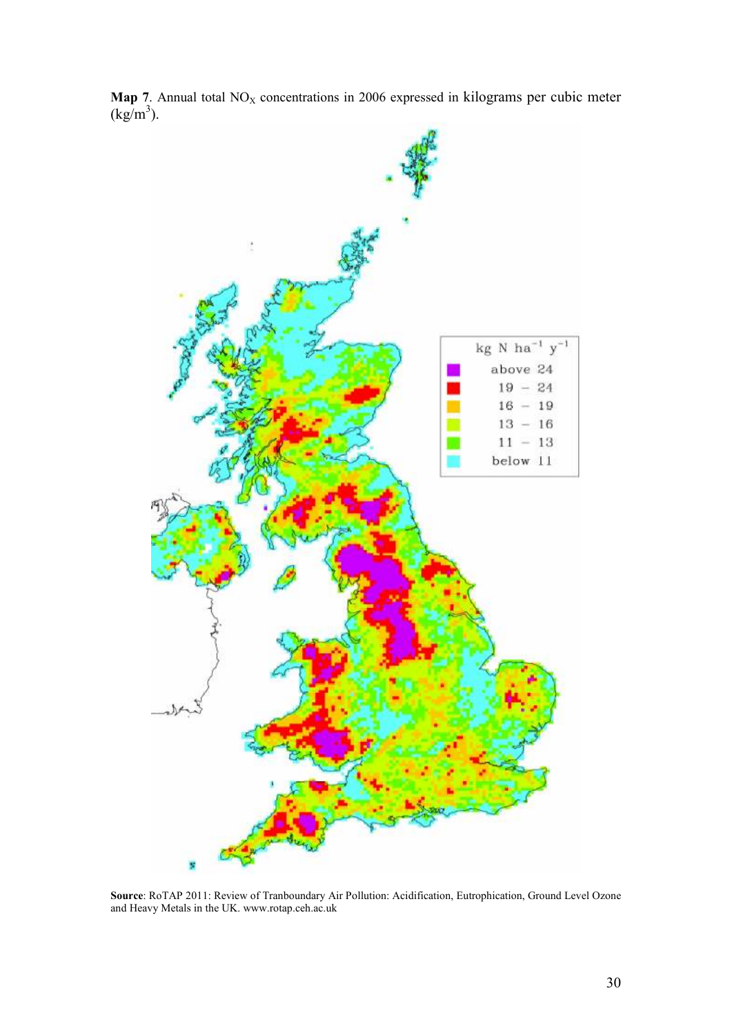**Map 7**. Annual total $NO_X$ concentrations in 2006 expressed in kilograms per cubic meter ($kg/m^3$).

| kg N $ha^{-1}$ $y^{-1}$ |
| --- |
| above 24 |
| 19 – 24 |
| 16 – 19 |
| 13 – 16 |
| 11 – 13 |
| below 11 |

**Source**: RoTAP 2011: Review of Tranboundary Air Pollution: Acidification, Eutrophication, Ground Level Ozone and Heavy Metals in the UK. www.rotap.ceh.ac.uk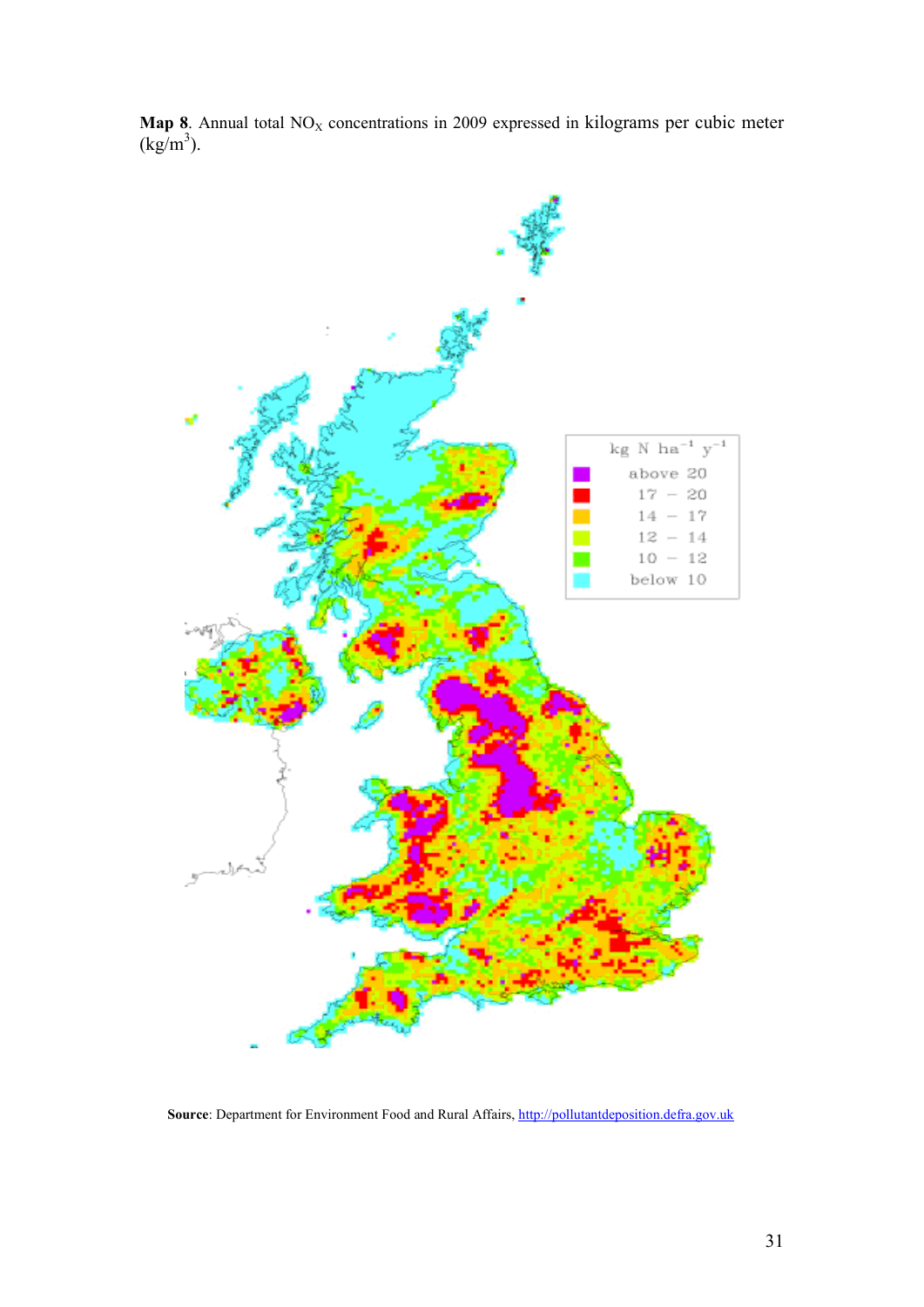**Map 8**. Annual total $NO_X$ concentrations in 2009 expressed in kilograms per cubic meter ($kg/m^3$).

| $kg\ N\ ha^{-1}\ y^{-1}$ |
| --- |
| above 20 |
| 17 – 20 |
| 14 – 17 |
| 12 – 14 |
| 10 – 12 |
| below 10 |

**Source**: Department for Environment Food and Rural Affairs, http://pollutantdeposition.defra.gov.uk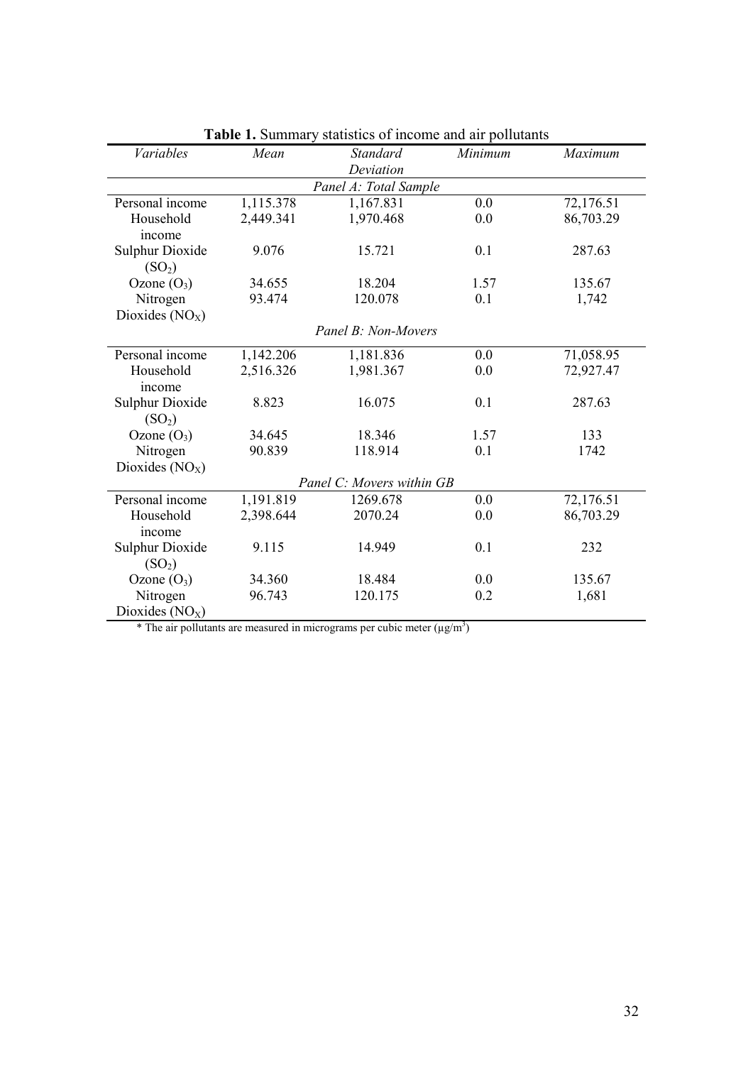**Table 1.** Summary statistics of income and air pollutants

| *Variables* | *Mean* | *Standard Deviation* | *Minimum* | *Maximum* |
|---|---|---|---|---|
| | | *Panel A: Total Sample* | | |
| Personal income | 1,115.378 | 1,167.831 | 0.0 | 72,176.51 |
| Household income | 2,449.341 | 1,970.468 | 0.0 | 86,703.29 |
| Sulphur Dioxide ($SO_2$) | 9.076 | 15.721 | 0.1 | 287.63 |
| Ozone ($O_3$) | 34.655 | 18.204 | 1.57 | 135.67 |
| Nitrogen Dioxides ($NO_X$) | 93.474 | 120.078 | 0.1 | 1,742 |
| | | *Panel B: Non-Movers* | | |
| Personal income | 1,142.206 | 1,181.836 | 0.0 | 71,058.95 |
| Household income | 2,516.326 | 1,981.367 | 0.0 | 72,927.47 |
| Sulphur Dioxide ($SO_2$) | 8.823 | 16.075 | 0.1 | 287.63 |
| Ozone ($O_3$) | 34.645 | 18.346 | 1.57 | 133 |
| Nitrogen Dioxides ($NO_X$) | 90.839 | 118.914 | 0.1 | 1742 |
| | | *Panel C: Movers within GB* | | |
| Personal income | 1,191.819 | 1269.678 | 0.0 | 72,176.51 |
| Household income | 2,398.644 | 2070.24 | 0.0 | 86,703.29 |
| Sulphur Dioxide ($SO_2$) | 9.115 | 14.949 | 0.1 | 232 |
| Ozone ($O_3$) | 34.360 | 18.484 | 0.0 | 135.67 |
| Nitrogen Dioxides ($NO_X$) | 96.743 | 120.175 | 0.2 | 1,681 |

\* The air pollutants are measured in micrograms per cubic meter ($\mu g/m^3$)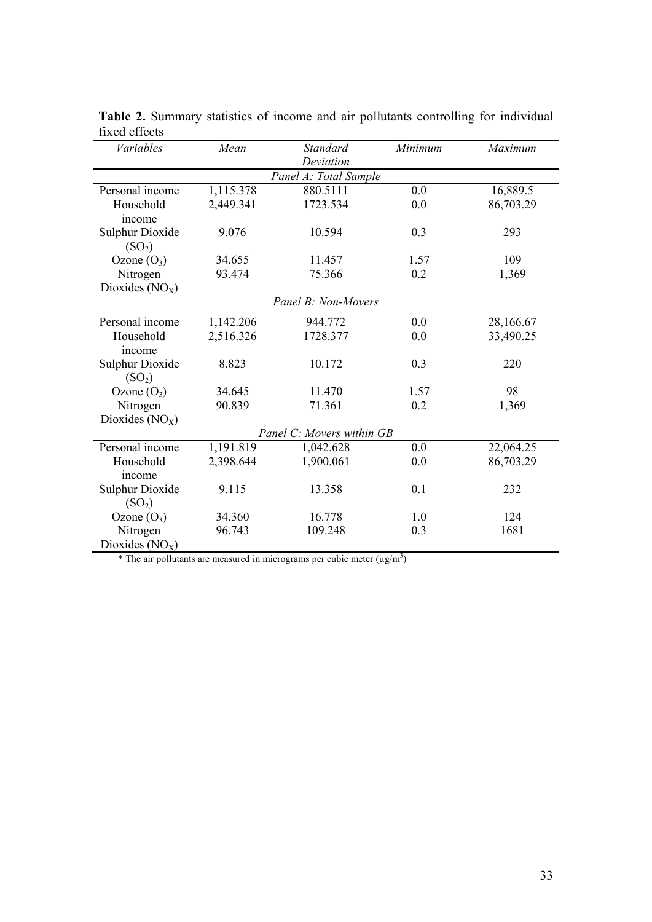**Table 2.** Summary statistics of income and air pollutants controlling for individual fixed effects

| *Variables* | *Mean* | *Standard Deviation* | *Minimum* | *Maximum* |
|---|---|---|---|---|
| | | *Panel A: Total Sample* | | |
| Personal income | 1,115.378 | 880.5111 | 0.0 | 16,889.5 |
| Household income | 2,449.341 | 1723.534 | 0.0 | 86,703.29 |
| Sulphur Dioxide ($SO_2$) | 9.076 | 10.594 | 0.3 | 293 |
| Ozone ($O_3$) | 34.655 | 11.457 | 1.57 | 109 |
| Nitrogen Dioxides ($NO_X$) | 93.474 | 75.366 | 0.2 | 1,369 |
| | | *Panel B: Non-Movers* | | |
| Personal income | 1,142.206 | 944.772 | 0.0 | 28,166.67 |
| Household income | 2,516.326 | 1728.377 | 0.0 | 33,490.25 |
| Sulphur Dioxide ($SO_2$) | 8.823 | 10.172 | 0.3 | 220 |
| Ozone ($O_3$) | 34.645 | 11.470 | 1.57 | 98 |
| Nitrogen Dioxides ($NO_X$) | 90.839 | 71.361 | 0.2 | 1,369 |
| | | *Panel C: Movers within GB* | | |
| Personal income | 1,191.819 | 1,042.628 | 0.0 | 22,064.25 |
| Household income | 2,398.644 | 1,900.061 | 0.0 | 86,703.29 |
| Sulphur Dioxide ($SO_2$) | 9.115 | 13.358 | 0.1 | 232 |
| Ozone ($O_3$) | 34.360 | 16.778 | 1.0 | 124 |
| Nitrogen Dioxides ($NO_X$) | 96.743 | 109.248 | 0.3 | 1681 |

\* The air pollutants are measured in micrograms per cubic meter ($\mu g/m^3$)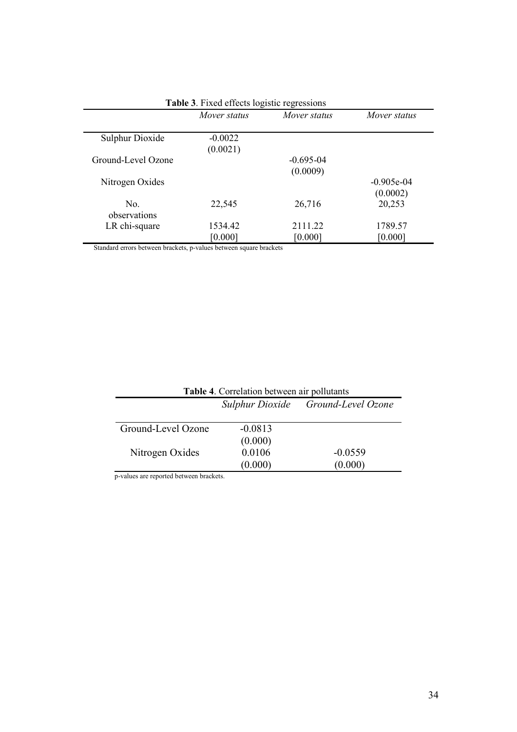**Table 3**. Fixed effects logistic regressions

| | *Mover status* | *Mover status* | *Mover status* |
|---|---|---|---|
| Sulphur Dioxide | -0.0022 | | |
| | (0.0021) | | |
| Ground-Level Ozone | | -0.695-04 | |
| | | (0.0009) | |
| Nitrogen Oxides | | | -0.905e-04 |
| | | | (0.0002) |
| No. observations | 22,545 | 26,716 | 20,253 |
| LR chi-square | 1534.42 | 2111.22 | 1789.57 |
| | [0.000] | [0.000] | [0.000] |

Standard errors between brackets, p-values between square brackets

**Table 4**. Correlation between air pollutants

| | *Sulphur Dioxide* | *Ground-Level Ozone* |
|---|---|---|
| Ground-Level Ozone | -0.0813 | |
| | (0.000) | |
| Nitrogen Oxides | 0.0106 | -0.0559 |
| | (0.000) | (0.000) |

p-values are reported between brackets.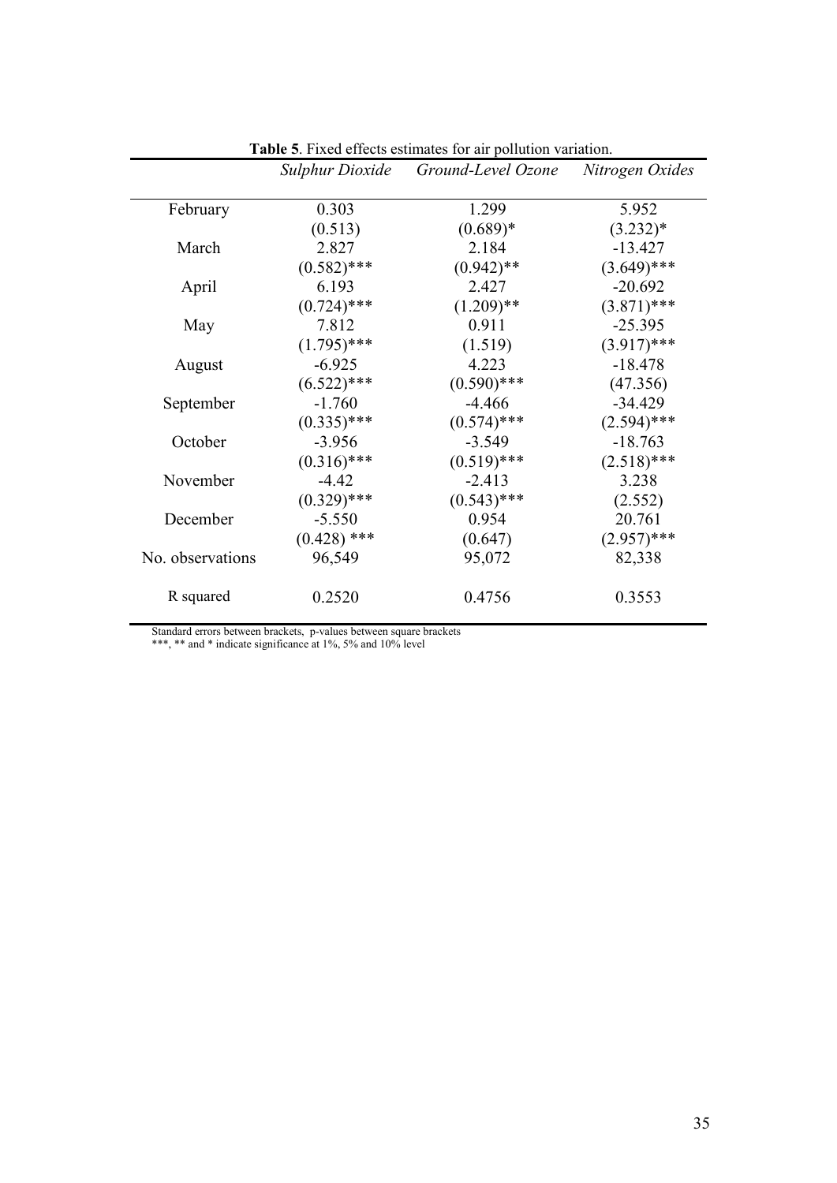**Table 5**. Fixed effects estimates for air pollution variation.

| | *Sulphur Dioxide* | *Ground-Level Ozone* | *Nitrogen Oxides* |
|---|---|---|---|
| February | 0.303 | 1.299 | 5.952 |
| | (0.513) | (0.689)* | (3.232)* |
| March | 2.827 | 2.184 | -13.427 |
| | (0.582)*** | (0.942)** | (3.649)*** |
| April | 6.193 | 2.427 | -20.692 |
| | (0.724)*** | (1.209)** | (3.871)*** |
| May | 7.812 | 0.911 | -25.395 |
| | (1.795)*** | (1.519) | (3.917)*** |
| August | -6.925 | 4.223 | -18.478 |
| | (6.522)*** | (0.590)*** | (47.356) |
| September | -1.760 | -4.466 | -34.429 |
| | (0.335)*** | (0.574)*** | (2.594)*** |
| October | -3.956 | -3.549 | -18.763 |
| | (0.316)*** | (0.519)*** | (2.518)*** |
| November | -4.42 | -2.413 | 3.238 |
| | (0.329)*** | (0.543)*** | (2.552) |
| December | -5.550 | 0.954 | 20.761 |
| | (0.428) *** | (0.647) | (2.957)*** |
| No. observations | 96,549 | 95,072 | 82,338 |
| R squared | 0.2520 | 0.4756 | 0.3553 |

Standard errors between brackets, p-values between square brackets
***, ** and * indicate significance at 1%, 5% and 10% level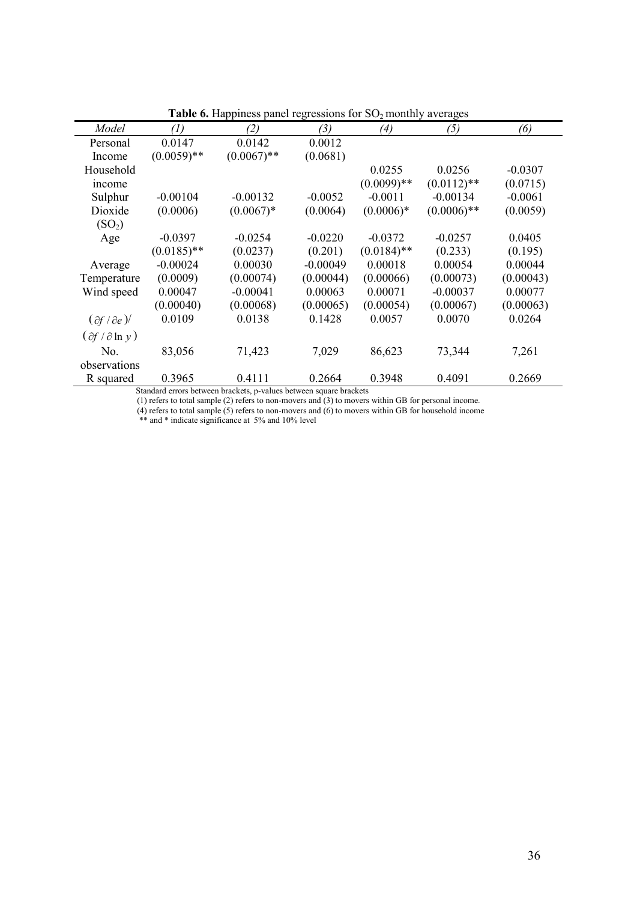**Table 6.** Happiness panel regressions for $SO_2$ monthly averages

| *Model* | *(1)* | *(2)* | *(3)* | *(4)* | *(5)* | *(6)* |
|---|---|---|---|---|---|---|
| Personal Income | 0.0147 (0.0059)** | 0.0142 (0.0067)** | 0.0012 (0.0681) | | | |
| Household income | | | | 0.0255 (0.0099)** | 0.0256 (0.0112)** | -0.0307 (0.0715) |
| Sulphur Dioxide ($SO_2$) | -0.00104 (0.0006) | -0.00132 (0.0067)* | -0.0052 (0.0064) | -0.0011 (0.0006)* | -0.00134 (0.0006)** | -0.0061 (0.0059) |
| Age | -0.0397 (0.0185)** | -0.0254 (0.0237) | -0.0220 (0.201) | -0.0372 (0.0184)** | -0.0257 (0.233) | 0.0405 (0.195) |
| Average Temperature | -0.00024 (0.0009) | 0.00030 (0.00074) | -0.00049 (0.00044) | 0.00018 (0.00066) | 0.00054 (0.00073) | 0.00044 (0.00043) |
| Wind speed | 0.00047 (0.00040) | -0.00041 (0.00068) | 0.00063 (0.00065) | 0.00071 (0.00054) | -0.00037 (0.00067) | 0.00077 (0.00063) |
| $(\partial f / \partial e)$/ $(\partial f / \partial \ln y)$ | 0.0109 | 0.0138 | 0.1428 | 0.0057 | 0.0070 | 0.0264 |
| No. observations | 83,056 | 71,423 | 7,029 | 86,623 | 73,344 | 7,261 |
| R squared | 0.3965 | 0.4111 | 0.2664 | 0.3948 | 0.4091 | 0.2669 |

Standard errors between brackets, p-values between square brackets

(1) refers to total sample (2) refers to non-movers and (3) to movers within GB for personal income.

(4) refers to total sample (5) refers to non-movers and (6) to movers within GB for household income

** and * indicate significance at 5% and 10% level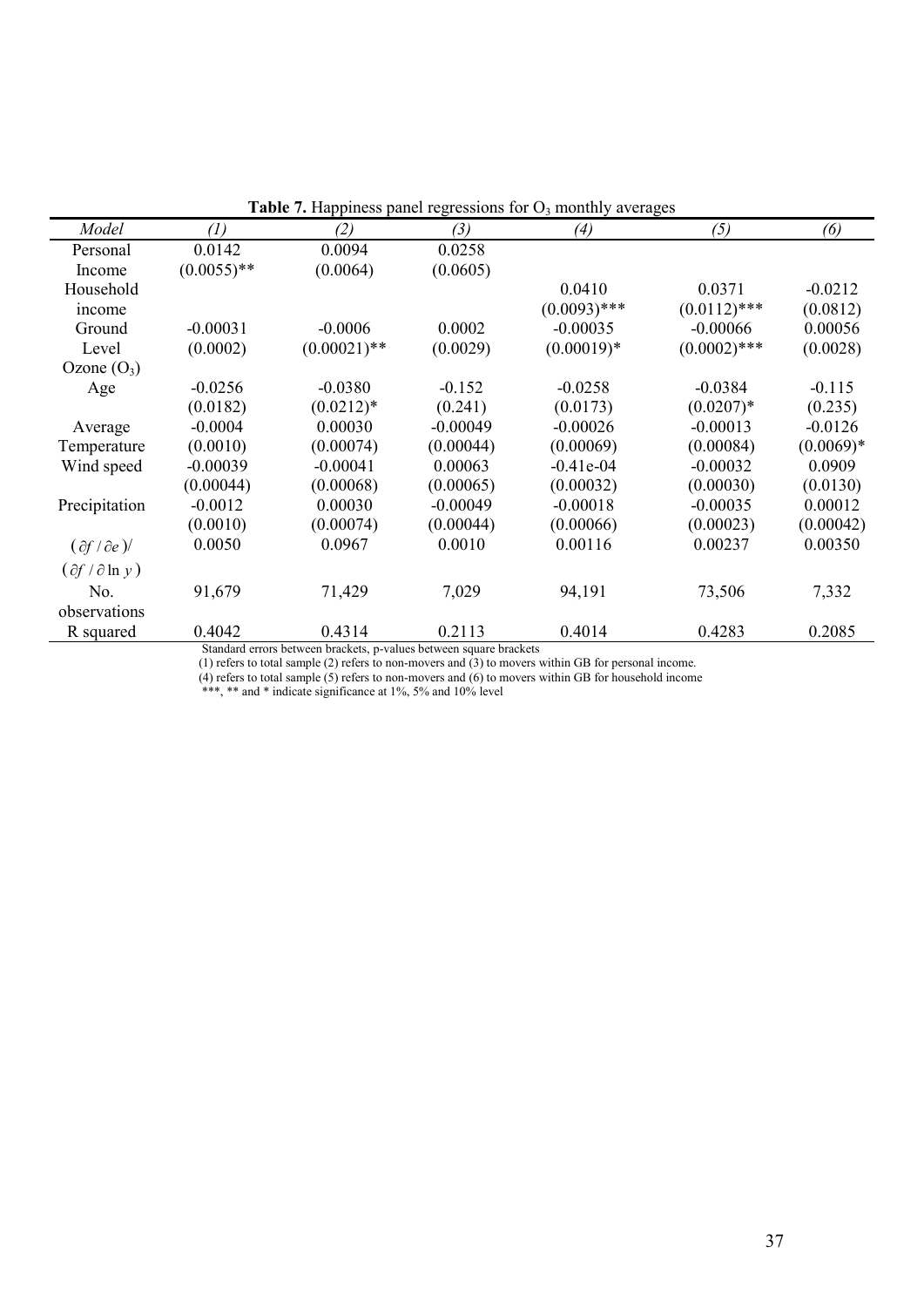**Table 7.** Happiness panel regressions for $O_3$ monthly averages

| *Model* | *(1)* | *(2)* | *(3)* | *(4)* | *(5)* | *(6)* |
|---|---|---|---|---|---|---|
| Personal Income | 0.0142 (0.0055)** | 0.0094 (0.0064) | 0.0258 (0.0605) | | | |
| Household income | | | | 0.0410 (0.0093)*** | 0.0371 (0.0112)*** | -0.0212 (0.0812) |
| Ground Level Ozone ($O_3$) | -0.00031 (0.0002) | -0.0006 (0.00021)** | 0.0002 (0.0029) | -0.00035 (0.00019)* | -0.00066 (0.0002)*** | 0.00056 (0.0028) |
| Age | -0.0256 (0.0182) | -0.0380 (0.0212)* | -0.152 (0.241) | -0.0258 (0.0173) | -0.0384 (0.0207)* | -0.115 (0.235) |
| Average Temperature | -0.0004 (0.0010) | 0.00030 (0.00074) | -0.00049 (0.00044) | -0.00026 (0.00069) | -0.00013 (0.00084) | -0.0126 (0.0069)* |
| Wind speed | -0.00039 (0.00044) | -0.00041 (0.00068) | 0.00063 (0.00065) | -0.41e-04 (0.00032) | -0.00032 (0.00030) | 0.0909 (0.0130) |
| Precipitation | -0.0012 (0.0010) | 0.00030 (0.00074) | -0.00049 (0.00044) | -0.00018 (0.00066) | -0.00035 (0.00023) | 0.00012 (0.00042) |
| $(\partial f / \partial e)/(\partial f / \partial \ln y)$ | 0.0050 | 0.0967 | 0.0010 | 0.00116 | 0.00237 | 0.00350 |
| No. observations | 91,679 | 71,429 | 7,029 | 94,191 | 73,506 | 7,332 |
| R squared | 0.4042 | 0.4314 | 0.2113 | 0.4014 | 0.4283 | 0.2085 |

Standard errors between brackets, p-values between square brackets

(1) refers to total sample (2) refers to non-movers and (3) to movers within GB for personal income.

(4) refers to total sample (5) refers to non-movers and (6) to movers within GB for household income

***, ** and * indicate significance at 1%, 5% and 10% level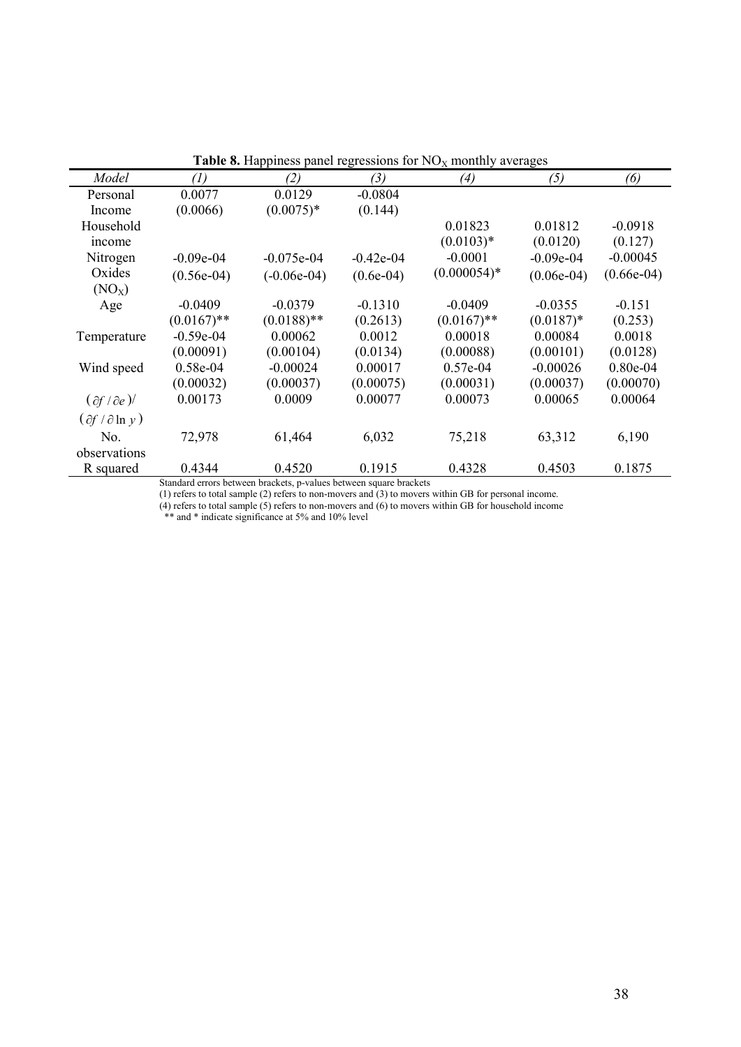**Table 8.** Happiness panel regressions for $NO_X$ monthly averages

| *Model* | *(1)* | *(2)* | *(3)* | *(4)* | *(5)* | *(6)* |
|---|---|---|---|---|---|---|
| Personal Income | 0.0077 (0.0066) | 0.0129 (0.0075)* | -0.0804 (0.144) | | | |
| Household income | | | | 0.01823 (0.0103)* | 0.01812 (0.0120) | -0.0918 (0.127) |
| Nitrogen Oxides ($NO_X$) | -0.09e-04 (0.56e-04) | -0.075e-04 (-0.06e-04) | -0.42e-04 (0.6e-04) | -0.0001 (0.000054)* | -0.09e-04 (0.06e-04) | -0.00045 (0.66e-04) |
| Age | -0.0409 (0.0167)** | -0.0379 (0.0188)** | -0.1310 (0.2613) | -0.0409 (0.0167)** | -0.0355 (0.0187)* | -0.151 (0.253) |
| Temperature | -0.59e-04 (0.00091) | 0.00062 (0.00104) | 0.0012 (0.0134) | 0.00018 (0.00088) | 0.00084 (0.00101) | 0.0018 (0.0128) |
| Wind speed | 0.58e-04 (0.00032) | -0.00024 (0.00037) | 0.00017 (0.00075) | 0.57e-04 (0.00031) | -0.00026 (0.00037) | 0.80e-04 (0.00070) |
| $(\partial f / \partial e)$/ $(\partial f / \partial \ln y)$ | 0.00173 | 0.0009 | 0.00077 | 0.00073 | 0.00065 | 0.00064 |
| No. observations | 72,978 | 61,464 | 6,032 | 75,218 | 63,312 | 6,190 |
| R squared | 0.4344 | 0.4520 | 0.1915 | 0.4328 | 0.4503 | 0.1875 |

Standard errors between brackets, p-values between square brackets

(1) refers to total sample (2) refers to non-movers and (3) to movers within GB for personal income.

(4) refers to total sample (5) refers to non-movers and (6) to movers within GB for household income

** and * indicate significance at 5% and 10% level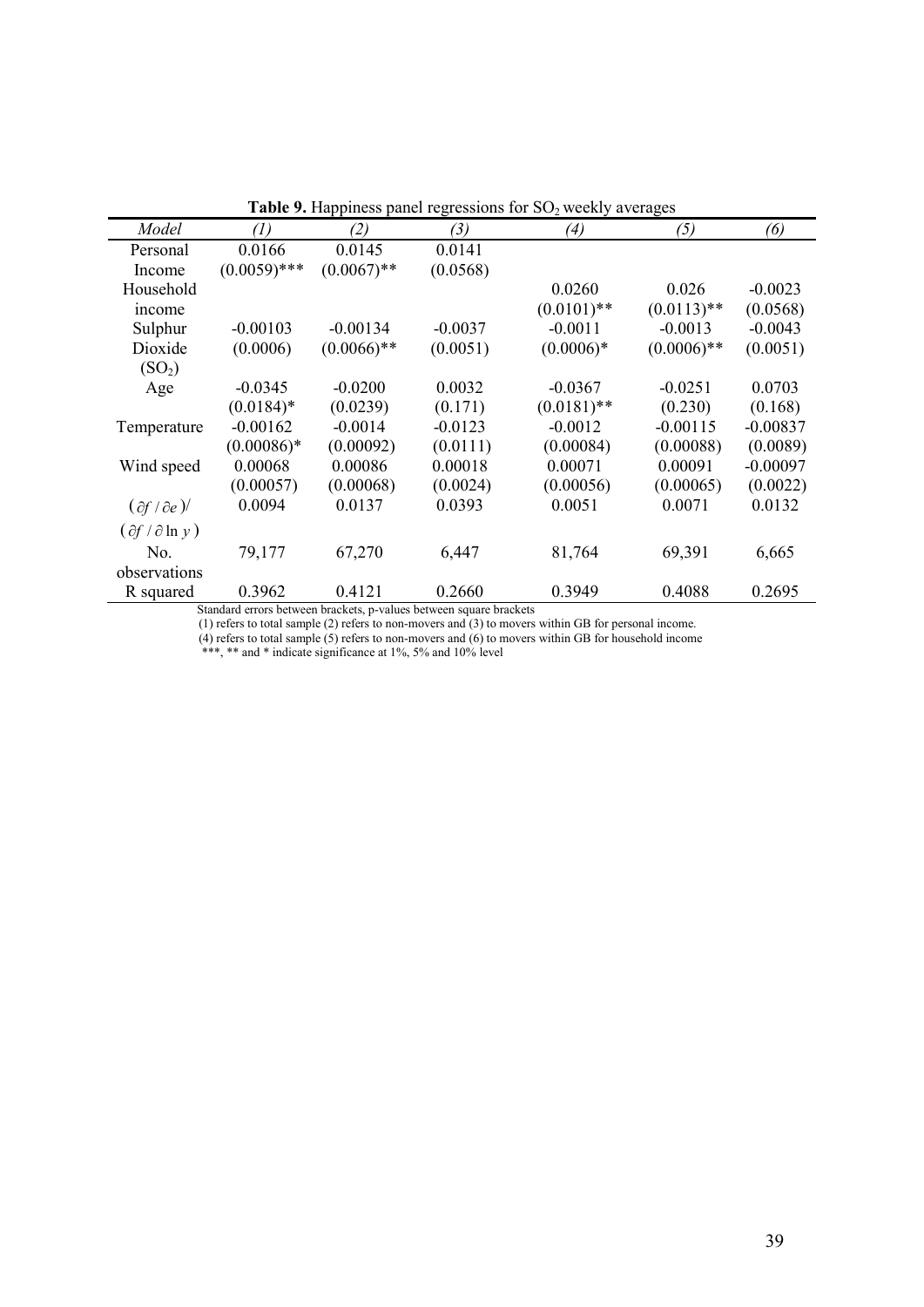**Table 9.** Happiness panel regressions for $SO_2$ weekly averages

| *Model* | *(1)* | *(2)* | *(3)* | *(4)* | *(5)* | *(6)* |
|---|---|---|---|---|---|---|
| Personal Income | 0.0166 (0.0059)*** | 0.0145 (0.0067)** | 0.0141 (0.0568) | | | |
| Household income | | | | 0.0260 (0.0101)** | 0.026 (0.0113)** | -0.0023 (0.0568) |
| Sulphur Dioxide ($SO_2$) | -0.00103 (0.0006) | -0.00134 (0.0066)** | -0.0037 (0.0051) | -0.0011 (0.0006)* | -0.0013 (0.0006)** | -0.0043 (0.0051) |
| Age | -0.0345 (0.0184)* | -0.0200 (0.0239) | 0.0032 (0.171) | -0.0367 (0.0181)** | -0.0251 (0.230) | 0.0703 (0.168) |
| Temperature | -0.00162 (0.00086)* | -0.0014 (0.00092) | -0.0123 (0.0111) | -0.0012 (0.00084) | -0.00115 (0.00088) | -0.00837 (0.0089) |
| Wind speed | 0.00068 (0.00057) | 0.00086 (0.00068) | 0.00018 (0.0024) | 0.00071 (0.00056) | 0.00091 (0.00065) | -0.00097 (0.0022) |
| $(\partial f / \partial e)/(\partial f / \partial \ln y)$ | 0.0094 | 0.0137 | 0.0393 | 0.0051 | 0.0071 | 0.0132 |
| No. observations | 79,177 | 67,270 | 6,447 | 81,764 | 69,391 | 6,665 |
| R squared | 0.3962 | 0.4121 | 0.2660 | 0.3949 | 0.4088 | 0.2695 |

Standard errors between brackets, p-values between square brackets
(1) refers to total sample (2) refers to non-movers and (3) to movers within GB for personal income.
(4) refers to total sample (5) refers to non-movers and (6) to movers within GB for household income
***, ** and * indicate significance at 1%, 5% and 10% level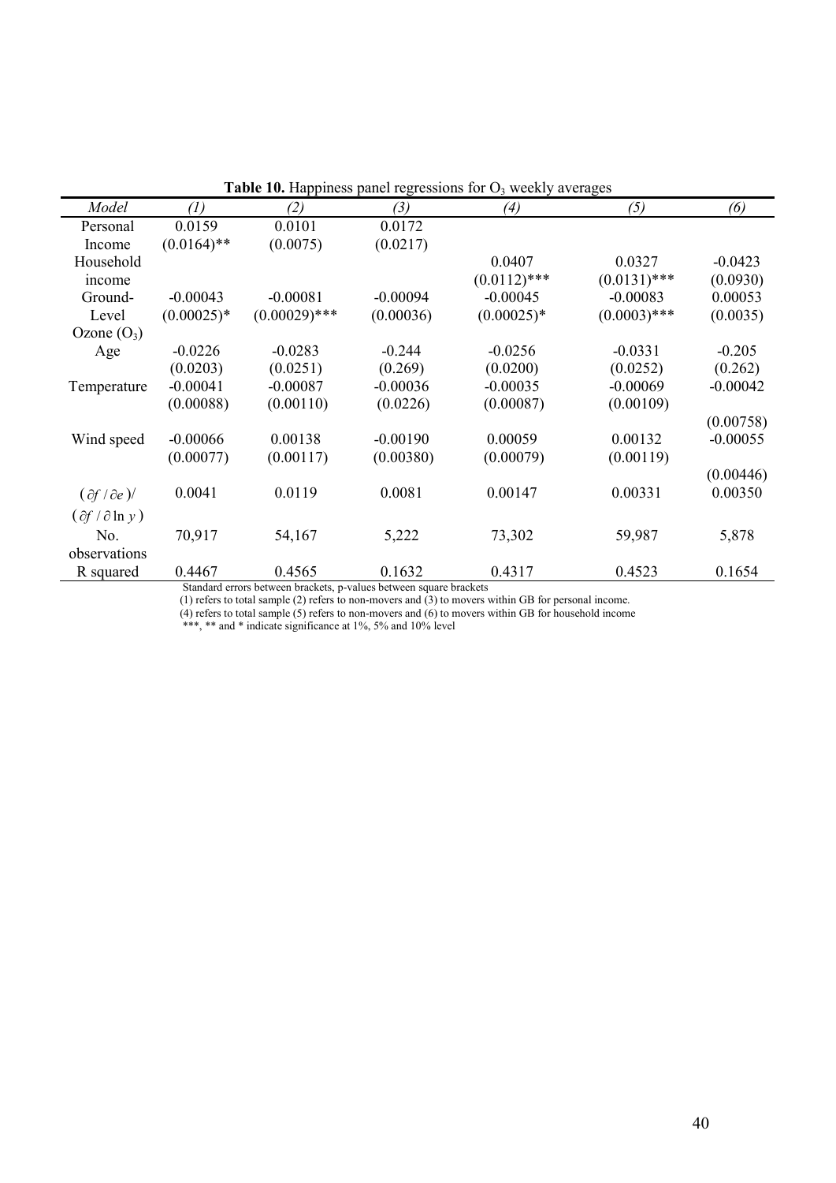**Table 10.** Happiness panel regressions for $O_3$ weekly averages

| *Model* | *(1)* | *(2)* | *(3)* | *(4)* | *(5)* | *(6)* |
|---|---|---|---|---|---|---|
| Personal Income | 0.0159 (0.0164)** | 0.0101 (0.0075) | 0.0172 (0.0217) | | | |
| Household income | | | | 0.0407 (0.0112)*** | 0.0327 (0.0131)*** | -0.0423 (0.0930) |
| Ground-Level Ozone ($O_3$) | -0.00043 (0.00025)* | -0.00081 (0.00029)*** | -0.00094 (0.00036) | -0.00045 (0.00025)* | -0.00083 (0.0003)*** | 0.00053 (0.0035) |
| Age | -0.0226 (0.0203) | -0.0283 (0.0251) | -0.244 (0.269) | -0.0256 (0.0200) | -0.0331 (0.0252) | -0.205 (0.262) |
| Temperature | -0.00041 (0.00088) | -0.00087 (0.00110) | -0.00036 (0.0226) | -0.00035 (0.00087) | -0.00069 (0.00109) | -0.00042 (0.00758) |
| Wind speed | -0.00066 (0.00077) | 0.00138 (0.00117) | -0.00190 (0.00380) | 0.00059 (0.00079) | 0.00132 (0.00119) | -0.00055 (0.00446) |
| $(\partial f / \partial e)/(\partial f / \partial \ln y)$ | 0.0041 | 0.0119 | 0.0081 | 0.00147 | 0.00331 | 0.00350 |
| No. observations | 70,917 | 54,167 | 5,222 | 73,302 | 59,987 | 5,878 |
| R squared | 0.4467 | 0.4565 | 0.1632 | 0.4317 | 0.4523 | 0.1654 |

Standard errors between brackets, p-values between square brackets

(1) refers to total sample (2) refers to non-movers and (3) to movers within GB for personal income.

(4) refers to total sample (5) refers to non-movers and (6) to movers within GB for household income

***, ** and * indicate significance at 1%, 5% and 10% level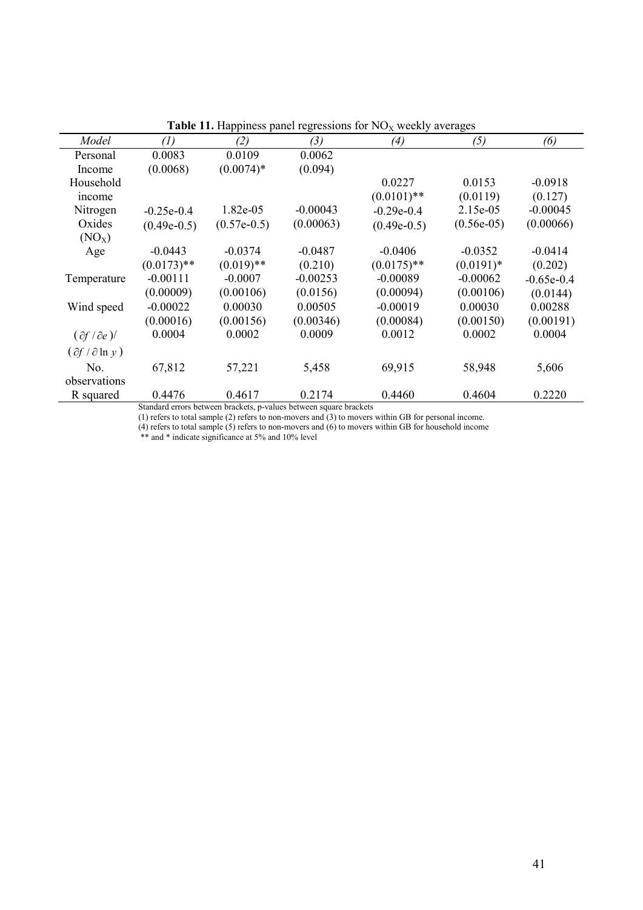**Table 11.** Happiness panel regressions for $NO_X$ weekly averages

| *Model* | *(1)* | *(2)* | *(3)* | *(4)* | *(5)* | *(6)* |
|---|---|---|---|---|---|---|
| Personal Income | 0.0083 | 0.0109 | 0.0062 | | | |
| | (0.0068) | (0.0074)* | (0.094) | | | |
| Household income | | | | 0.0227 | 0.0153 | -0.0918 |
| | | | | (0.0101)** | (0.0119) | (0.127) |
| Nitrogen Oxides ($NO_X$) | -0.25e-0.4 | 1.82e-05 | -0.00043 | -0.29e-0.4 | 2.15e-05 | -0.00045 |
| | (0.49e-0.5) | (0.57e-0.5) | (0.00063) | (0.49e-0.5) | (0.56e-05) | (0.00066) |
| Age | -0.0443 | -0.0374 | -0.0487 | -0.0406 | -0.0352 | -0.0414 |
| | (0.0173)** | (0.019)** | (0.210) | (0.0175)** | (0.0191)* | (0.202) |
| Temperature | -0.00111 | -0.0007 | -0.00253 | -0.00089 | -0.00062 | -0.65e-0.4 |
| | (0.00009) | (0.00106) | (0.0156) | (0.00094) | (0.00106) | (0.0144) |
| Wind speed | -0.00022 | 0.00030 | 0.00505 | -0.00019 | 0.00030 | 0.00288 |
| | (0.00016) | (0.00156) | (0.00346) | (0.00084) | (0.00150) | (0.00191) |
| $(\partial f / \partial e)/(\partial f / \partial \ln y)$ | 0.0004 | 0.0002 | 0.0009 | 0.0012 | 0.0002 | 0.0004 |
| No. observations | 67,812 | 57,221 | 5,458 | 69,915 | 58,948 | 5,606 |
| R squared | 0.4476 | 0.4617 | 0.2174 | 0.4460 | 0.4604 | 0.2220 |

Standard errors between brackets, p-values between square brackets

(1) refers to total sample (2) refers to non-movers and (3) to movers within GB for personal income.

(4) refers to total sample (5) refers to non-movers and (6) to movers within GB for household income

** and * indicate significance at 5% and 10% level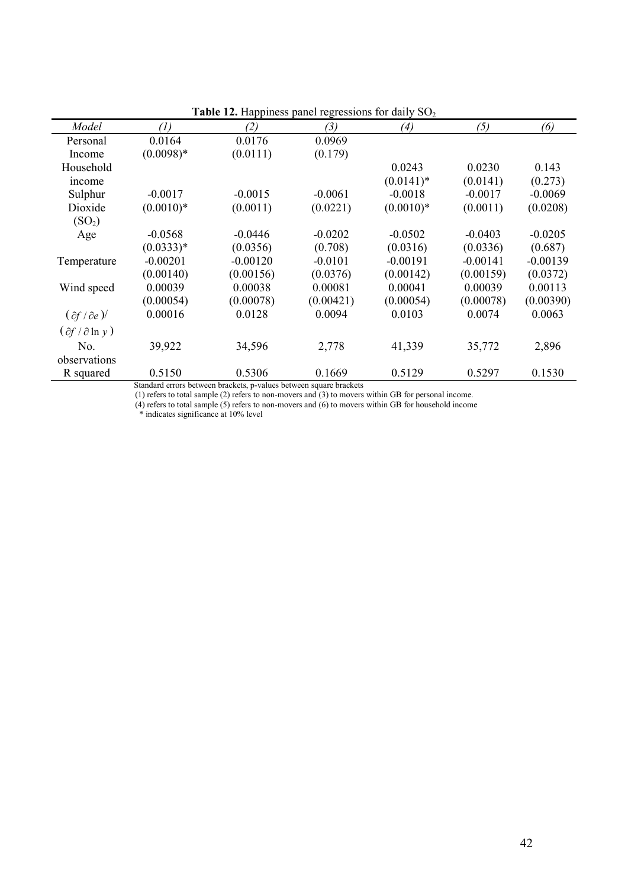**Table 12.** Happiness panel regressions for daily $SO_2$

| *Model* | *(1)* | *(2)* | *(3)* | *(4)* | *(5)* | *(6)* |
|---|---|---|---|---|---|---|
| Personal Income | 0.0164<br>(0.0098)* | 0.0176<br>(0.0111) | 0.0969<br>(0.179) | | | |
| Household income | | | | 0.0243<br>(0.0141)* | 0.0230<br>(0.0141) | 0.143<br>(0.273) |
| Sulphur Dioxide ($SO_2$) | -0.0017<br>(0.0010)* | -0.0015<br>(0.0011) | -0.0061<br>(0.0221) | -0.0018<br>(0.0010)* | -0.0017<br>(0.0011) | -0.0069<br>(0.0208) |
| Age | -0.0568<br>(0.0333)* | -0.0446<br>(0.0356) | -0.0202<br>(0.708) | -0.0502<br>(0.0316) | -0.0403<br>(0.0336) | -0.0205<br>(0.687) |
| Temperature | -0.00201<br>(0.00140) | -0.00120<br>(0.00156) | -0.0101<br>(0.0376) | -0.00191<br>(0.00142) | -0.00141<br>(0.00159) | -0.00139<br>(0.0372) |
| Wind speed | 0.00039<br>(0.00054) | 0.00038<br>(0.00078) | 0.00081<br>(0.00421) | 0.00041<br>(0.00054) | 0.00039<br>(0.00078) | 0.00113<br>(0.00390) |
| $(\partial f / \partial e)/(\partial f / \partial \ln y)$ | 0.00016 | 0.0128 | 0.0094 | 0.0103 | 0.0074 | 0.0063 |
| No. observations | 39,922 | 34,596 | 2,778 | 41,339 | 35,772 | 2,896 |
| R squared | 0.5150 | 0.5306 | 0.1669 | 0.5129 | 0.5297 | 0.1530 |

Standard errors between brackets, p-values between square brackets
(1) refers to total sample (2) refers to non-movers and (3) to movers within GB for personal income.
(4) refers to total sample (5) refers to non-movers and (6) to movers within GB for household income
* indicates significance at 10% level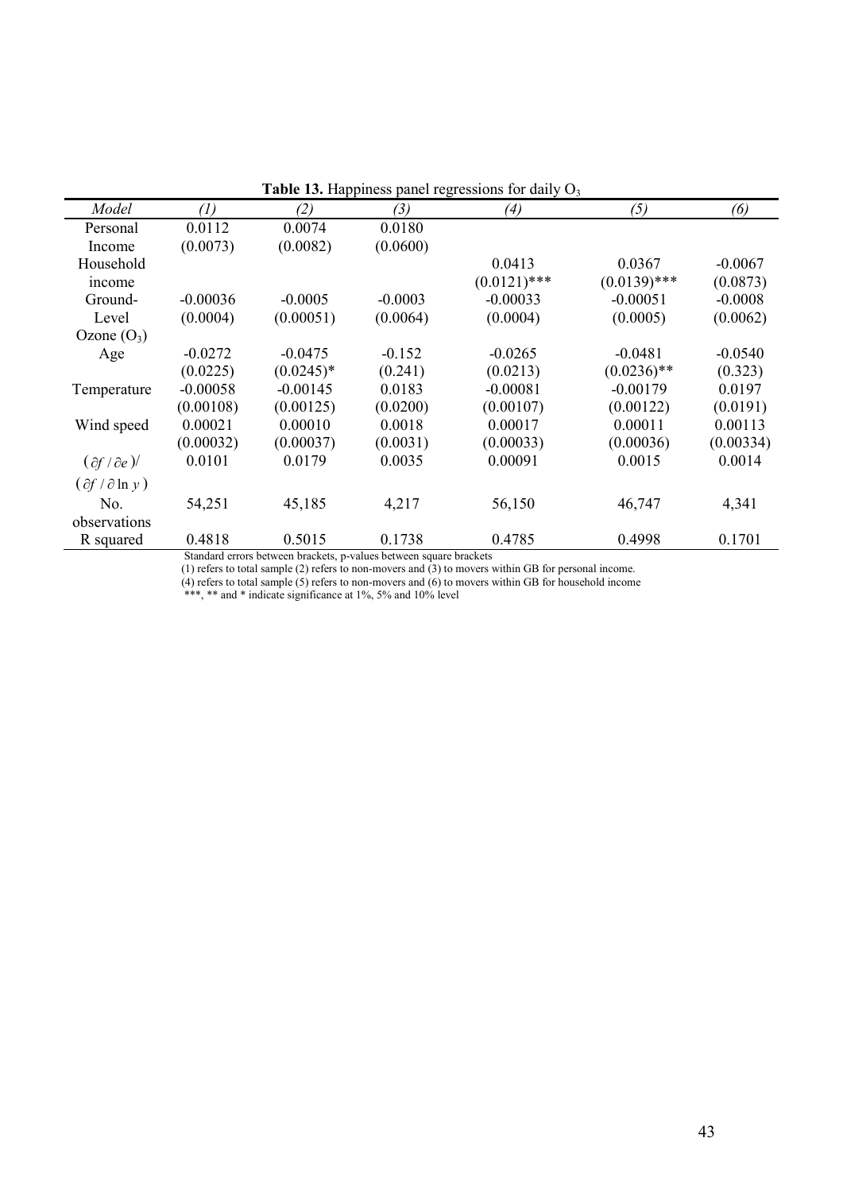**Table 13.** Happiness panel regressions for daily $O_3$

| *Model* | *(1)* | *(2)* | *(3)* | *(4)* | *(5)* | *(6)* |
|---|---|---|---|---|---|---|
| Personal Income | 0.0112 | 0.0074 | 0.0180 | | | |
| | (0.0073) | (0.0082) | (0.0600) | | | |
| Household income | | | | 0.0413 | 0.0367 | -0.0067 |
| | | | | (0.0121)*** | (0.0139)*** | (0.0873) |
| Ground-Level Ozone ($O_3$) | -0.00036 | -0.0005 | -0.0003 | -0.00033 | -0.00051 | -0.0008 |
| | (0.0004) | (0.00051) | (0.0064) | (0.0004) | (0.0005) | (0.0062) |
| Age | -0.0272 | -0.0475 | -0.152 | -0.0265 | -0.0481 | -0.0540 |
| | (0.0225) | (0.0245)* | (0.241) | (0.0213) | (0.0236)** | (0.323) |
| Temperature | -0.00058 | -0.00145 | 0.0183 | -0.00081 | -0.00179 | 0.0197 |
| | (0.00108) | (0.00125) | (0.0200) | (0.00107) | (0.00122) | (0.0191) |
| Wind speed | 0.00021 | 0.00010 | 0.0018 | 0.00017 | 0.00011 | 0.00113 |
| | (0.00032) | (0.00037) | (0.0031) | (0.00033) | (0.00036) | (0.00334) |
| $(\partial f / \partial e)/(\partial f / \partial \ln y)$ | 0.0101 | 0.0179 | 0.0035 | 0.00091 | 0.0015 | 0.0014 |
| No. observations | 54,251 | 45,185 | 4,217 | 56,150 | 46,747 | 4,341 |
| R squared | 0.4818 | 0.5015 | 0.1738 | 0.4785 | 0.4998 | 0.1701 |

Standard errors between brackets, p-values between square brackets

(1) refers to total sample (2) refers to non-movers and (3) to movers within GB for personal income.

(4) refers to total sample (5) refers to non-movers and (6) to movers within GB for household income

***, ** and * indicate significance at 1%, 5% and 10% level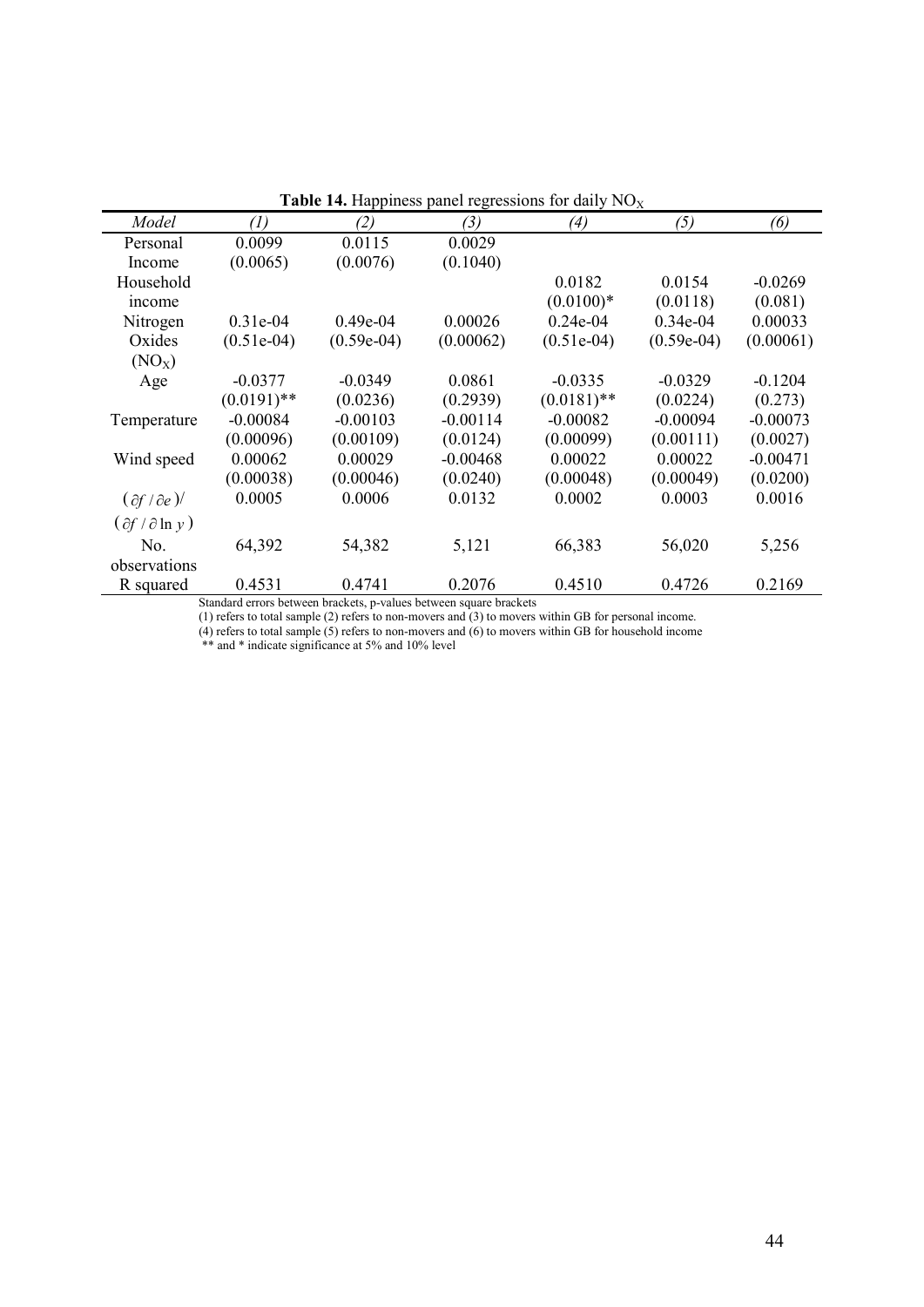**Table 14.** Happiness panel regressions for daily $NO_X$

| *Model* | *(1)* | *(2)* | *(3)* | *(4)* | *(5)* | *(6)* |
|---|---|---|---|---|---|---|
| Personal Income | 0.0099<br>(0.0065) | 0.0115<br>(0.0076) | 0.0029<br>(0.1040) | | | |
| Household income | | | | 0.0182<br>(0.0100)* | 0.0154<br>(0.0118) | -0.0269<br>(0.081) |
| Nitrogen Oxides ($NO_X$) | 0.31e-04<br>(0.51e-04) | 0.49e-04<br>(0.59e-04) | 0.00026<br>(0.00062) | 0.24e-04<br>(0.51e-04) | 0.34e-04<br>(0.59e-04) | 0.00033<br>(0.00061) |
| Age | -0.0377<br>(0.0191)** | -0.0349<br>(0.0236) | 0.0861<br>(0.2939) | -0.0335<br>(0.0181)** | -0.0329<br>(0.0224) | -0.1204<br>(0.273) |
| Temperature | -0.00084<br>(0.00096) | -0.00103<br>(0.00109) | -0.00114<br>(0.0124) | -0.00082<br>(0.00099) | -0.00094<br>(0.00111) | -0.00073<br>(0.0027) |
| Wind speed | 0.00062<br>(0.00038) | 0.00029<br>(0.00046) | -0.00468<br>(0.0240) | 0.00022<br>(0.00048) | 0.00022<br>(0.00049) | -0.00471<br>(0.0200) |
| $(\partial f / \partial e)/$ $(\partial f / \partial \ln y)$ | 0.0005 | 0.0006 | 0.0132 | 0.0002 | 0.0003 | 0.0016 |
| No. observations | 64,392 | 54,382 | 5,121 | 66,383 | 56,020 | 5,256 |
| R squared | 0.4531 | 0.4741 | 0.2076 | 0.4510 | 0.4726 | 0.2169 |

Standard errors between brackets, p-values between square brackets

(1) refers to total sample (2) refers to non-movers and (3) to movers within GB for personal income.

(4) refers to total sample (5) refers to non-movers and (6) to movers within GB for household income

** and * indicate significance at 5% and 10% level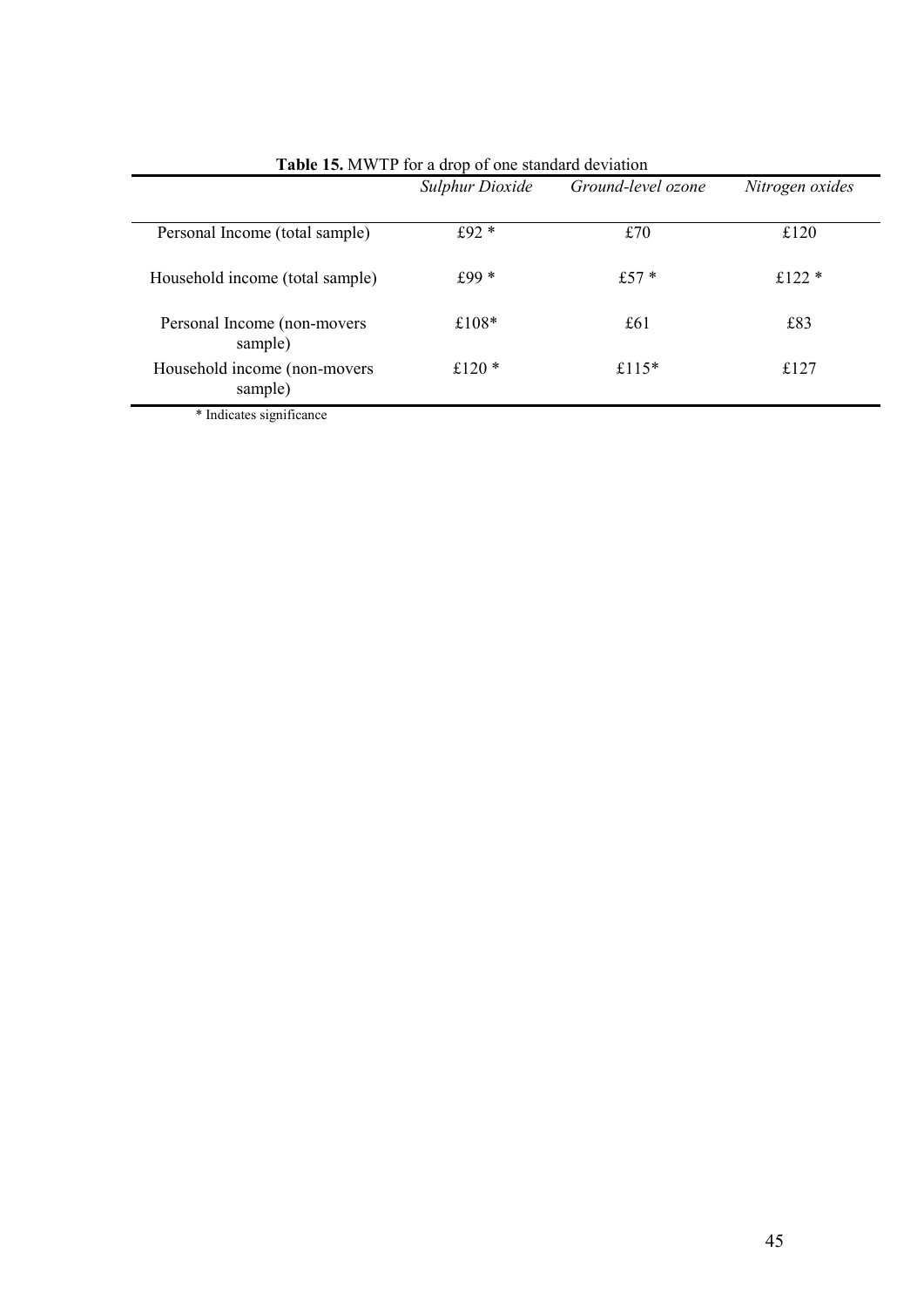**Table 15.** MWTP for a drop of one standard deviation

| | *Sulphur Dioxide* | *Ground-level ozone* | *Nitrogen oxides* |
|---|---|---|---|
| Personal Income (total sample) | £92 * | £70 | £120 |
| Household income (total sample) | £99 * | £57 * | £122 * |
| Personal Income (non-movers sample) | £108* | £61 | £83 |
| Household income (non-movers sample) | £120 * | £115* | £127 |

* Indicates significance